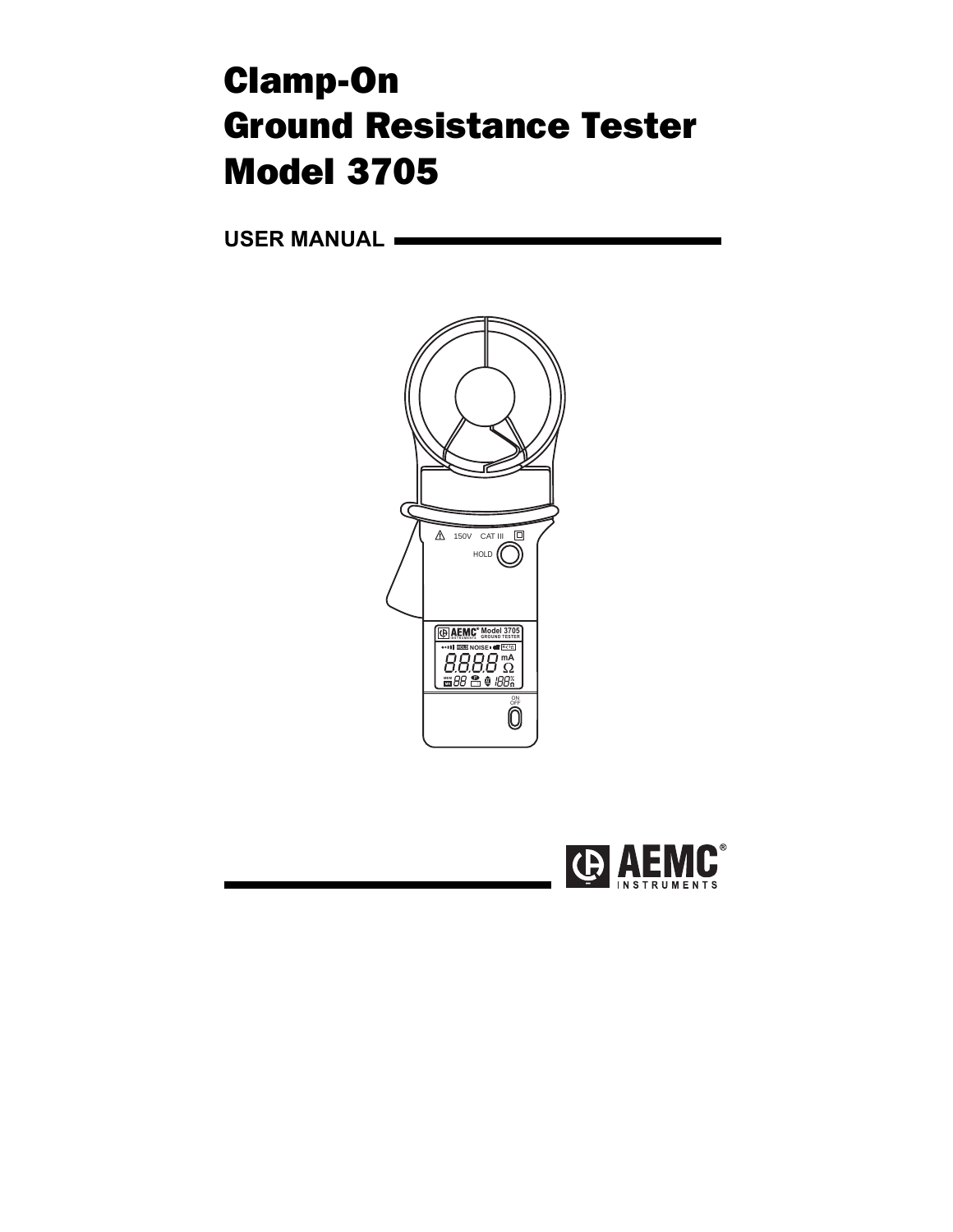# Clamp-On Ground Resistance Tester Model 3705

**USER MANUAL**

AEMC® INSTRUMENTS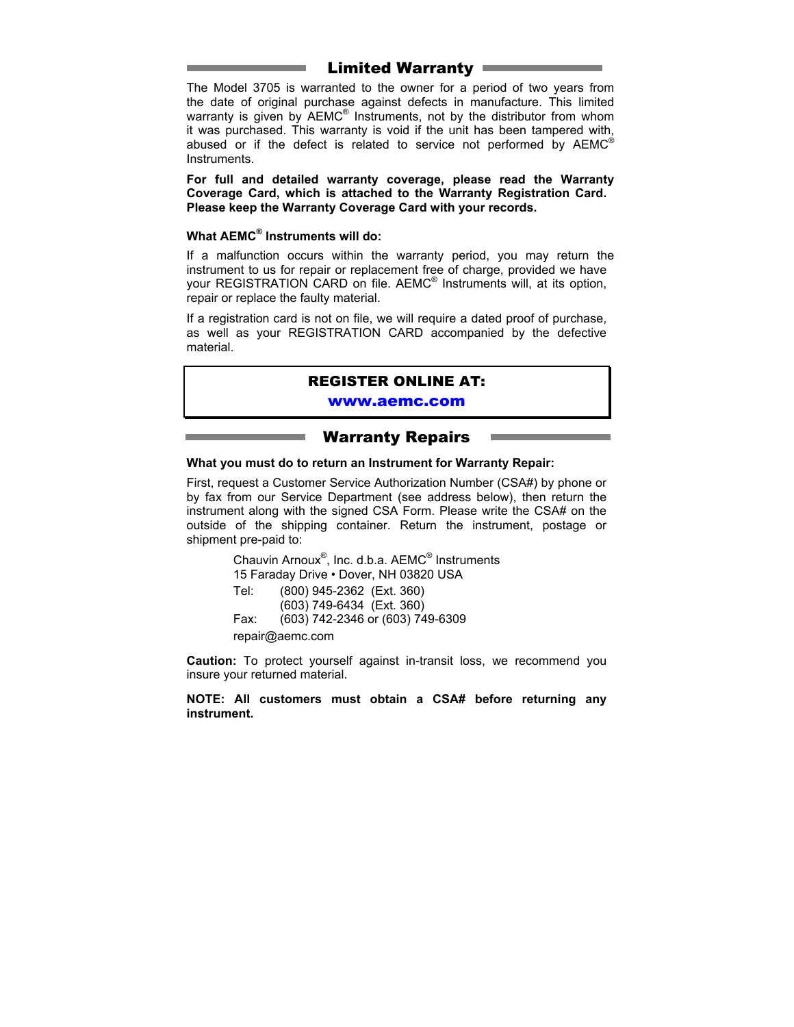## Limited Warranty

The Model 3705 is warranted to the owner for a period of two years from the date of original purchase against defects in manufacture. This limited warranty is given by AEMC® Instruments, not by the distributor from whom it was purchased. This warranty is void if the unit has been tampered with, abused or if the defect is related to service not performed by AEMC® Instruments.

**For full and detailed warranty coverage, please read the Warranty Coverage Card, which is attached to the Warranty Registration Card. Please keep the Warranty Coverage Card with your records.**

**What AEMC® Instruments will do:**

If a malfunction occurs within the warranty period, you may return the instrument to us for repair or replacement free of charge, provided we have your REGISTRATION CARD on file. AEMC® Instruments will, at its option, repair or replace the faulty material.

If a registration card is not on file, we will require a dated proof of purchase, as well as your REGISTRATION CARD accompanied by the defective material.

**REGISTER ONLINE AT:**
**www.aemc.com**

## Warranty Repairs

**What you must do to return an Instrument for Warranty Repair:**

First, request a Customer Service Authorization Number (CSA#) by phone or by fax from our Service Department (see address below), then return the instrument along with the signed CSA Form. Please write the CSA# on the outside of the shipping container. Return the instrument, postage or shipment pre-paid to:

Chauvin Arnoux®, Inc. d.b.a. AEMC® Instruments
15 Faraday Drive • Dover, NH 03820 USA
Tel: (800) 945-2362 (Ext. 360)
(603) 749-6434 (Ext. 360)
Fax: (603) 742-2346 or (603) 749-6309
repair@aemc.com

**Caution:** To protect yourself against in-transit loss, we recommend you insure your returned material.

**NOTE: All customers must obtain a CSA# before returning any instrument.**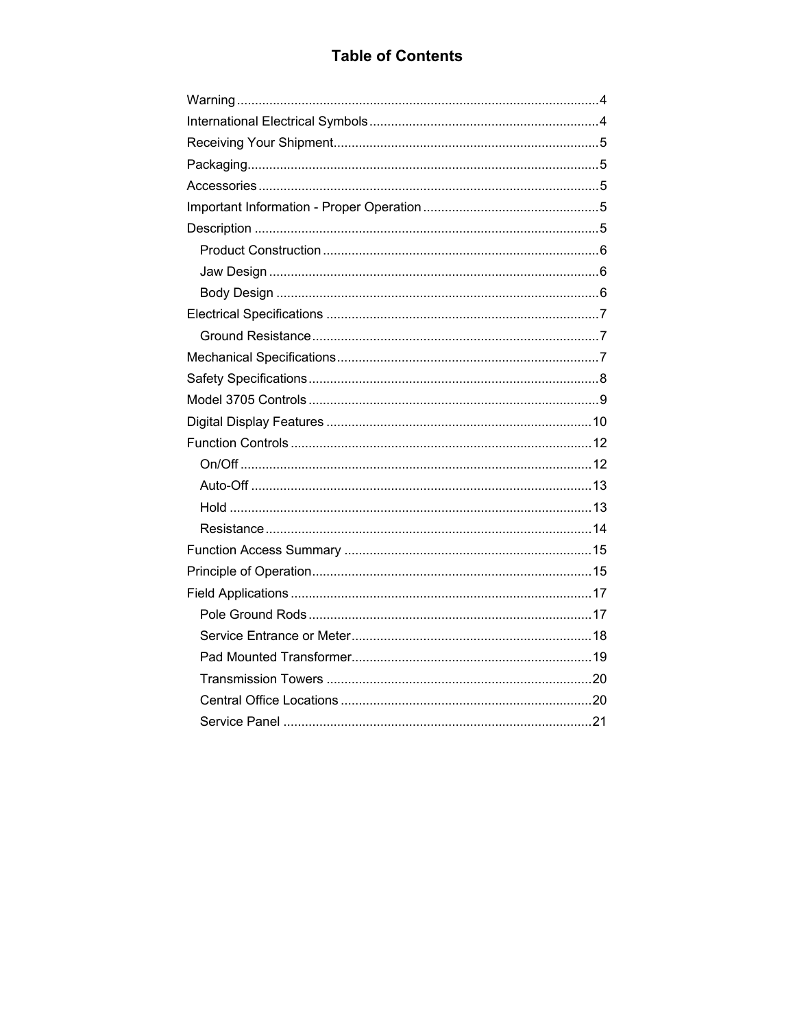# Table of Contents

- Warning ....... 4
- International Electrical Symbols ....... 4
- Receiving Your Shipment ....... 5
- Packaging ....... 5
- Accessories ....... 5
- Important Information - Proper Operation ....... 5
- Description ....... 5
  - Product Construction ....... 6
  - Jaw Design ....... 6
  - Body Design ....... 6
- Electrical Specifications ....... 7
  - Ground Resistance ....... 7
- Mechanical Specifications ....... 7
- Safety Specifications ....... 8
- Model 3705 Controls ....... 9
- Digital Display Features ....... 10
- Function Controls ....... 12
  - On/Off ....... 12
  - Auto-Off ....... 13
  - Hold ....... 13
  - Resistance ....... 14
- Function Access Summary ....... 15
- Principle of Operation ....... 15
- Field Applications ....... 17
  - Pole Ground Rods ....... 17
  - Service Entrance or Meter ....... 18
  - Pad Mounted Transformer ....... 19
  - Transmission Towers ....... 20
  - Central Office Locations ....... 20
  - Service Panel ....... 21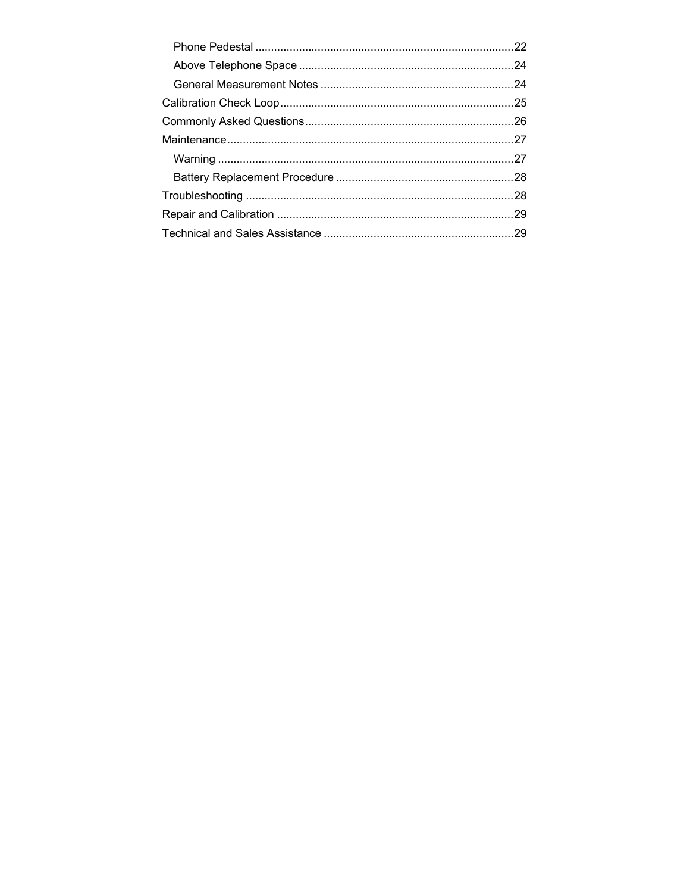Phone Pedestal ....................................................................................22
Above Telephone Space .....................................................................24
General Measurement Notes ..............................................................24
Calibration Check Loop...........................................................................25
Commonly Asked Questions...................................................................26
Maintenance............................................................................................27
Warning ...............................................................................................27
Battery Replacement Procedure ..........................................................28
Troubleshooting ......................................................................................28
Repair and Calibration ............................................................................29
Technical and Sales Assistance .............................................................29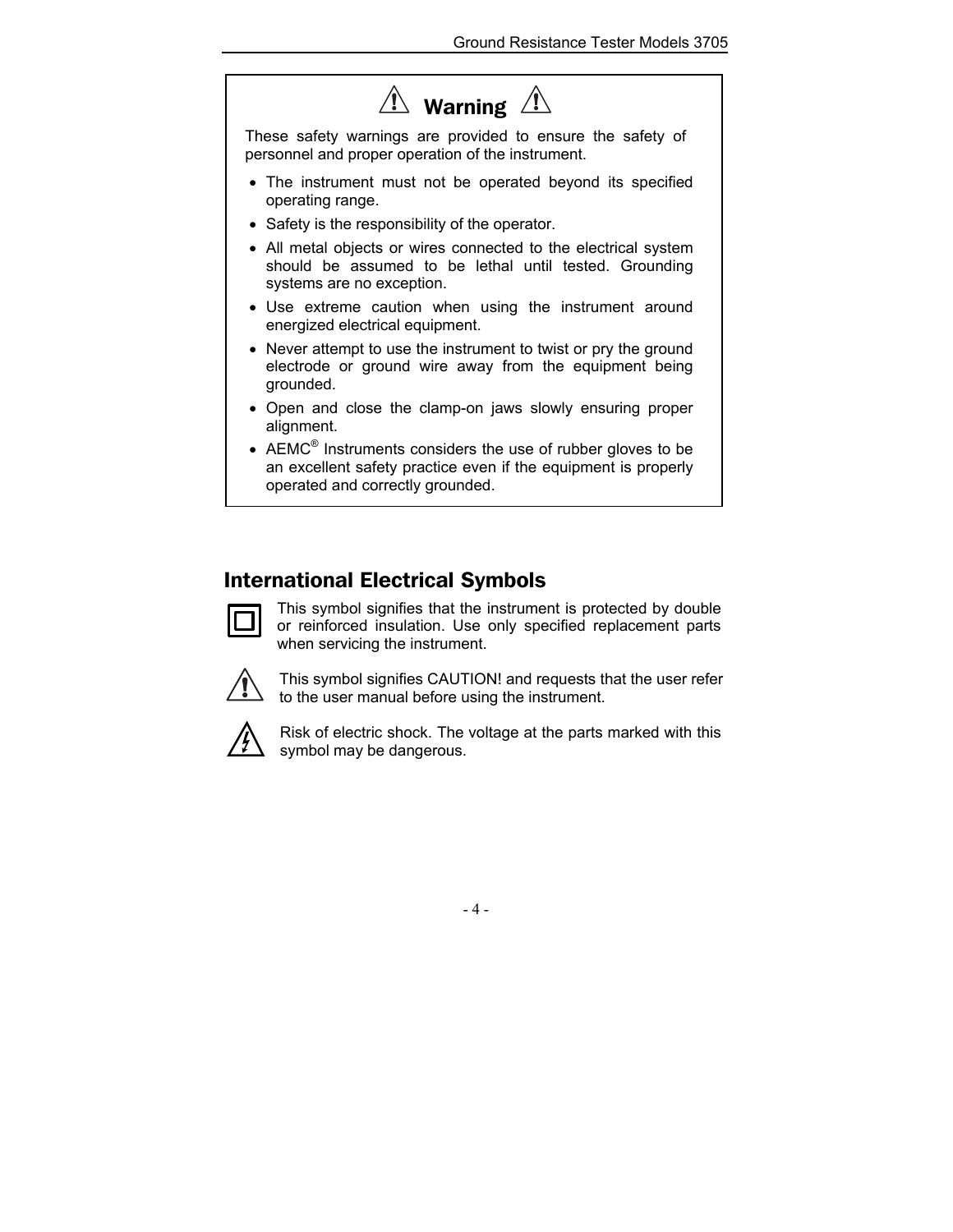## ⚠ Warning ⚠

These safety warnings are provided to ensure the safety of personnel and proper operation of the instrument.

- The instrument must not be operated beyond its specified operating range.
- Safety is the responsibility of the operator.
- All metal objects or wires connected to the electrical system should be assumed to be lethal until tested. Grounding systems are no exception.
- Use extreme caution when using the instrument around energized electrical equipment.
- Never attempt to use the instrument to twist or pry the ground electrode or ground wire away from the equipment being grounded.
- Open and close the clamp-on jaws slowly ensuring proper alignment.
- AEMC® Instruments considers the use of rubber gloves to be an excellent safety practice even if the equipment is properly operated and correctly grounded.

## International Electrical Symbols

⧈ This symbol signifies that the instrument is protected by double or reinforced insulation. Use only specified replacement parts when servicing the instrument.

⚠ This symbol signifies CAUTION! and requests that the user refer to the user manual before using the instrument.

⚡ Risk of electric shock. The voltage at the parts marked with this symbol may be dangerous.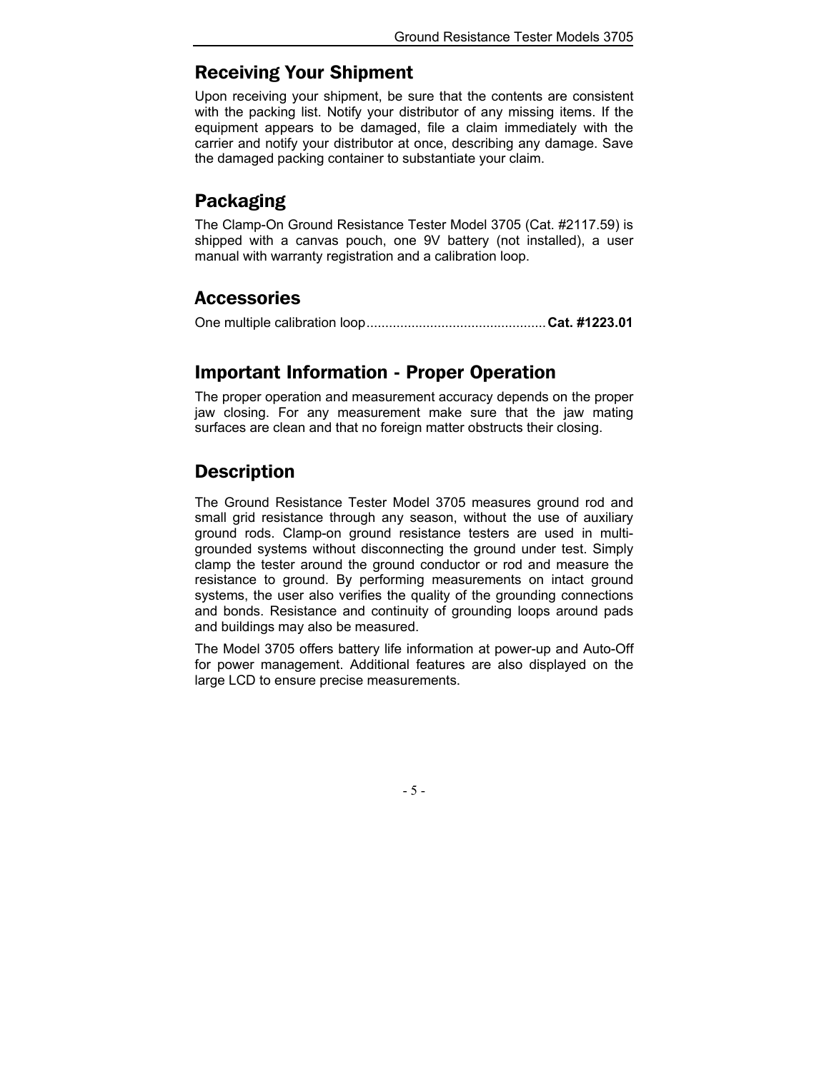## Receiving Your Shipment

Upon receiving your shipment, be sure that the contents are consistent with the packing list. Notify your distributor of any missing items. If the equipment appears to be damaged, file a claim immediately with the carrier and notify your distributor at once, describing any damage. Save the damaged packing container to substantiate your claim.

## Packaging

The Clamp-On Ground Resistance Tester Model 3705 (Cat. #2117.59) is shipped with a canvas pouch, one 9V battery (not installed), a user manual with warranty registration and a calibration loop.

## Accessories

One multiple calibration loop................................................ **Cat. #1223.01**

## Important Information - Proper Operation

The proper operation and measurement accuracy depends on the proper jaw closing. For any measurement make sure that the jaw mating surfaces are clean and that no foreign matter obstructs their closing.

## Description

The Ground Resistance Tester Model 3705 measures ground rod and small grid resistance through any season, without the use of auxiliary ground rods. Clamp-on ground resistance testers are used in multi-grounded systems without disconnecting the ground under test. Simply clamp the tester around the ground conductor or rod and measure the resistance to ground. By performing measurements on intact ground systems, the user also verifies the quality of the grounding connections and bonds. Resistance and continuity of grounding loops around pads and buildings may also be measured.

The Model 3705 offers battery life information at power-up and Auto-Off for power management. Additional features are also displayed on the large LCD to ensure precise measurements.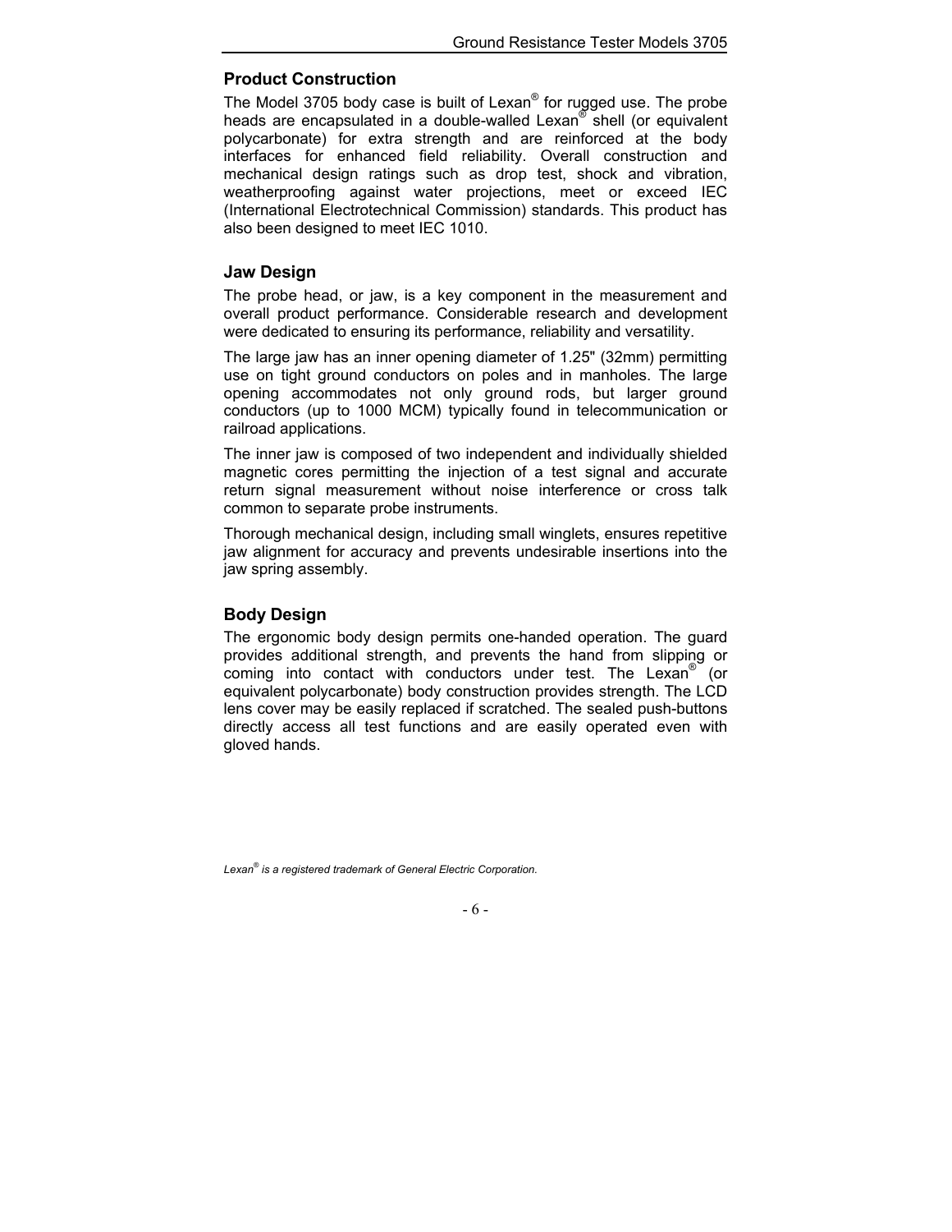## Product Construction

The Model 3705 body case is built of Lexan® for rugged use. The probe heads are encapsulated in a double-walled Lexan® shell (or equivalent polycarbonate) for extra strength and are reinforced at the body interfaces for enhanced field reliability. Overall construction and mechanical design ratings such as drop test, shock and vibration, weatherproofing against water projections, meet or exceed IEC (International Electrotechnical Commission) standards. This product has also been designed to meet IEC 1010.

## Jaw Design

The probe head, or jaw, is a key component in the measurement and overall product performance. Considerable research and development were dedicated to ensuring its performance, reliability and versatility.

The large jaw has an inner opening diameter of 1.25" (32mm) permitting use on tight ground conductors on poles and in manholes. The large opening accommodates not only ground rods, but larger ground conductors (up to 1000 MCM) typically found in telecommunication or railroad applications.

The inner jaw is composed of two independent and individually shielded magnetic cores permitting the injection of a test signal and accurate return signal measurement without noise interference or cross talk common to separate probe instruments.

Thorough mechanical design, including small winglets, ensures repetitive jaw alignment for accuracy and prevents undesirable insertions into the jaw spring assembly.

## Body Design

The ergonomic body design permits one-handed operation. The guard provides additional strength, and prevents the hand from slipping or coming into contact with conductors under test. The Lexan® (or equivalent polycarbonate) body construction provides strength. The LCD lens cover may be easily replaced if scratched. The sealed push-buttons directly access all test functions and are easily operated even with gloved hands.

*Lexan® is a registered trademark of General Electric Corporation.*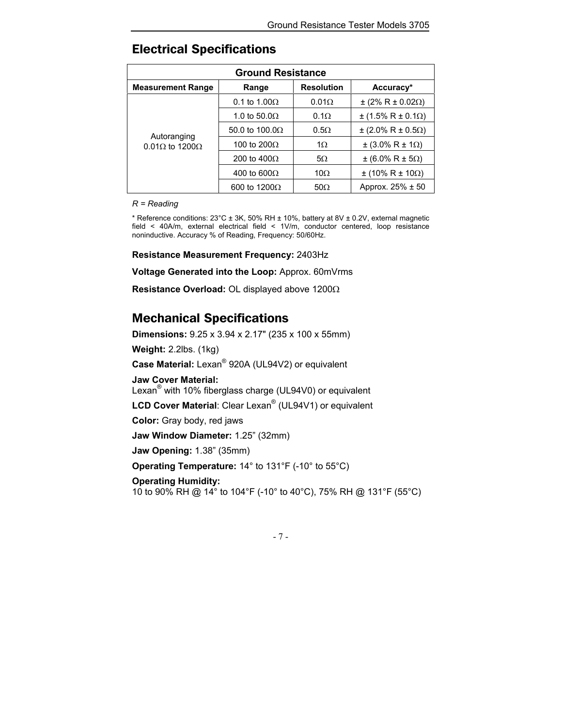## Electrical Specifications

| Ground Resistance | | | |
|---|---|---|---|
| **Measurement Range** | **Range** | **Resolution** | **Accuracy*** |
| Autoranging 0.01Ω to 1200Ω | 0.1 to 1.00Ω | 0.01Ω | ± (2% R ± 0.02Ω) |
| | 1.0 to 50.0Ω | 0.1Ω | ± (1.5% R ± 0.1Ω) |
| | 50.0 to 100.0Ω | 0.5Ω | ± (2.0% R ± 0.5Ω) |
| | 100 to 200Ω | 1Ω | ± (3.0% R ± 1Ω) |
| | 200 to 400Ω | 5Ω | ± (6.0% R ± 5Ω) |
| | 400 to 600Ω | 10Ω | ± (10% R ± 10Ω) |
| | 600 to 1200Ω | 50Ω | Approx. 25% ± 50 |

*R = Reading*

* Reference conditions: 23°C ± 3K, 50% RH ± 10%, battery at 8V ± 0.2V, external magnetic field < 40A/m, external electrical field < 1V/m, conductor centered, loop resistance noninductive. Accuracy % of Reading, Frequency: 50/60Hz.

**Resistance Measurement Frequency:** 2403Hz

**Voltage Generated into the Loop:** Approx. 60mVrms

**Resistance Overload:** OL displayed above 1200Ω

## Mechanical Specifications

**Dimensions:** 9.25 x 3.94 x 2.17" (235 x 100 x 55mm)

**Weight:** 2.2lbs. (1kg)

**Case Material:** Lexan® 920A (UL94V2) or equivalent

**Jaw Cover Material:**
Lexan® with 10% fiberglass charge (UL94V0) or equivalent

**LCD Cover Material**: Clear Lexan® (UL94V1) or equivalent

**Color:** Gray body, red jaws

**Jaw Window Diameter:** 1.25" (32mm)

**Jaw Opening:** 1.38" (35mm)

**Operating Temperature:** 14° to 131°F (-10° to 55°C)

**Operating Humidity:**
10 to 90% RH @ 14° to 104°F (-10° to 40°C), 75% RH @ 131°F (55°C)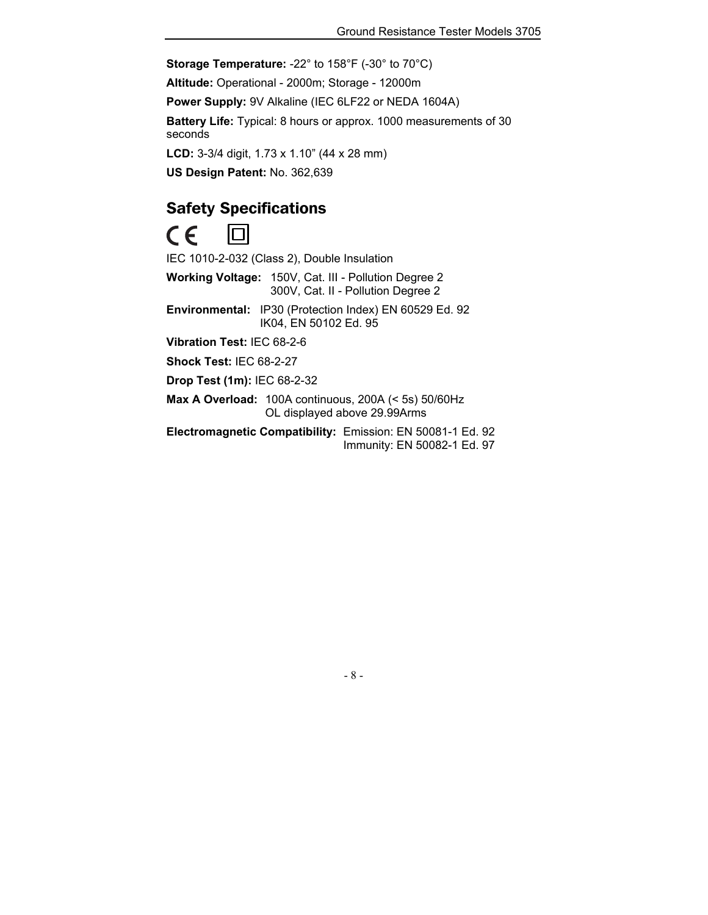**Storage Temperature:** -22° to 158°F (-30° to 70°C)

**Altitude:** Operational - 2000m; Storage - 12000m

**Power Supply:** 9V Alkaline (IEC 6LF22 or NEDA 1604A)

**Battery Life:** Typical: 8 hours or approx. 1000 measurements of 30 seconds

**LCD:** 3-3/4 digit, 1.73 x 1.10" (44 x 28 mm)

**US Design Patent:** No. 362,639

## Safety Specifications

CE ◻

IEC 1010-2-032 (Class 2), Double Insulation

**Working Voltage:** 150V, Cat. III - Pollution Degree 2
300V, Cat. II - Pollution Degree 2

**Environmental:** IP30 (Protection Index) EN 60529 Ed. 92
IK04, EN 50102 Ed. 95

**Vibration Test:** IEC 68-2-6

**Shock Test:** IEC 68-2-27

**Drop Test (1m):** IEC 68-2-32

**Max A Overload:** 100A continuous, 200A (< 5s) 50/60Hz
OL displayed above 29.99Arms

**Electromagnetic Compatibility:** Emission: EN 50081-1 Ed. 92
Immunity: EN 50082-1 Ed. 97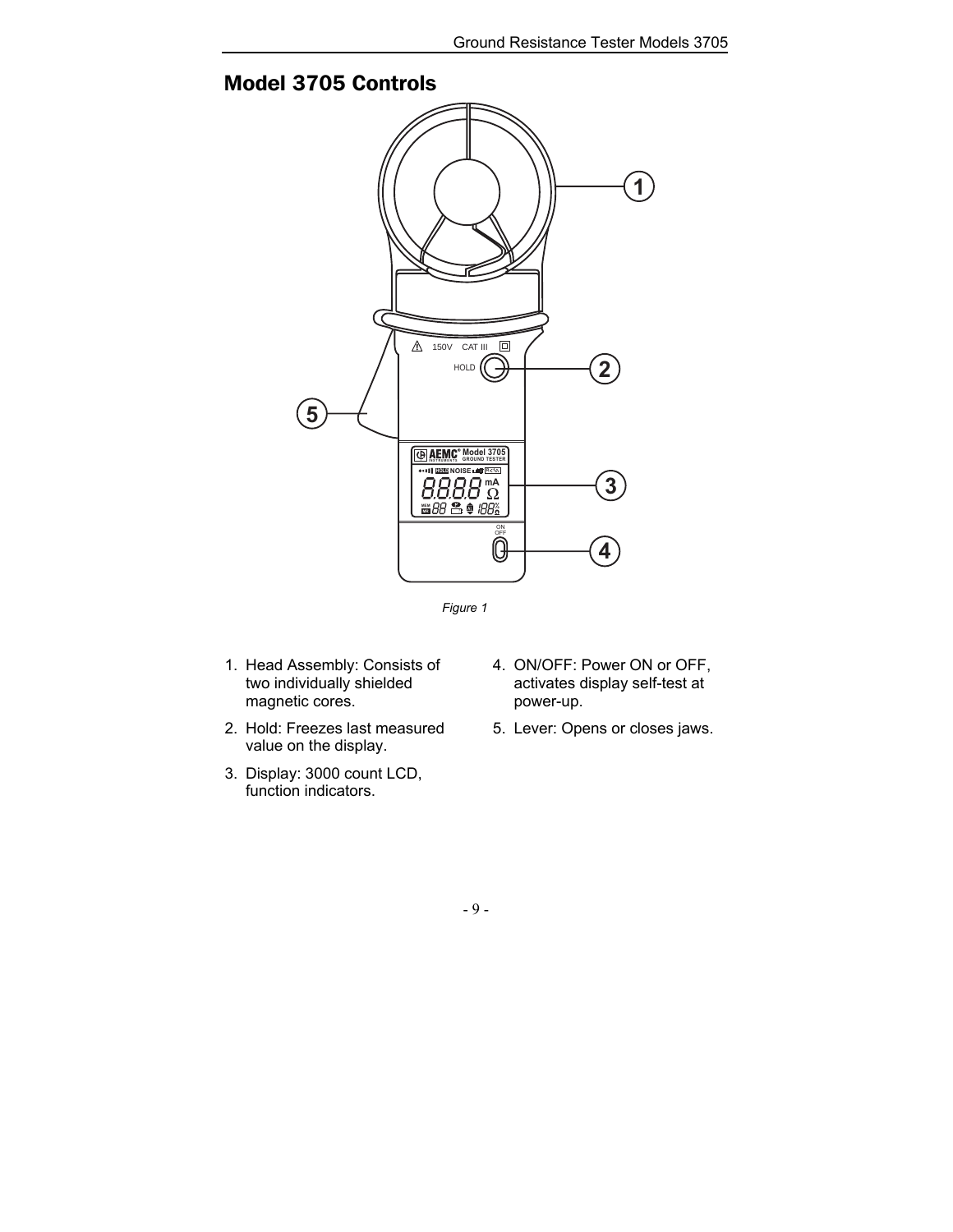## Model 3705 Controls

*Figure 1*

1. Head Assembly: Consists of two individually shielded magnetic cores.
2. Hold: Freezes last measured value on the display.
3. Display: 3000 count LCD, function indicators.
4. ON/OFF: Power ON or OFF, activates display self-test at power-up.
5. Lever: Opens or closes jaws.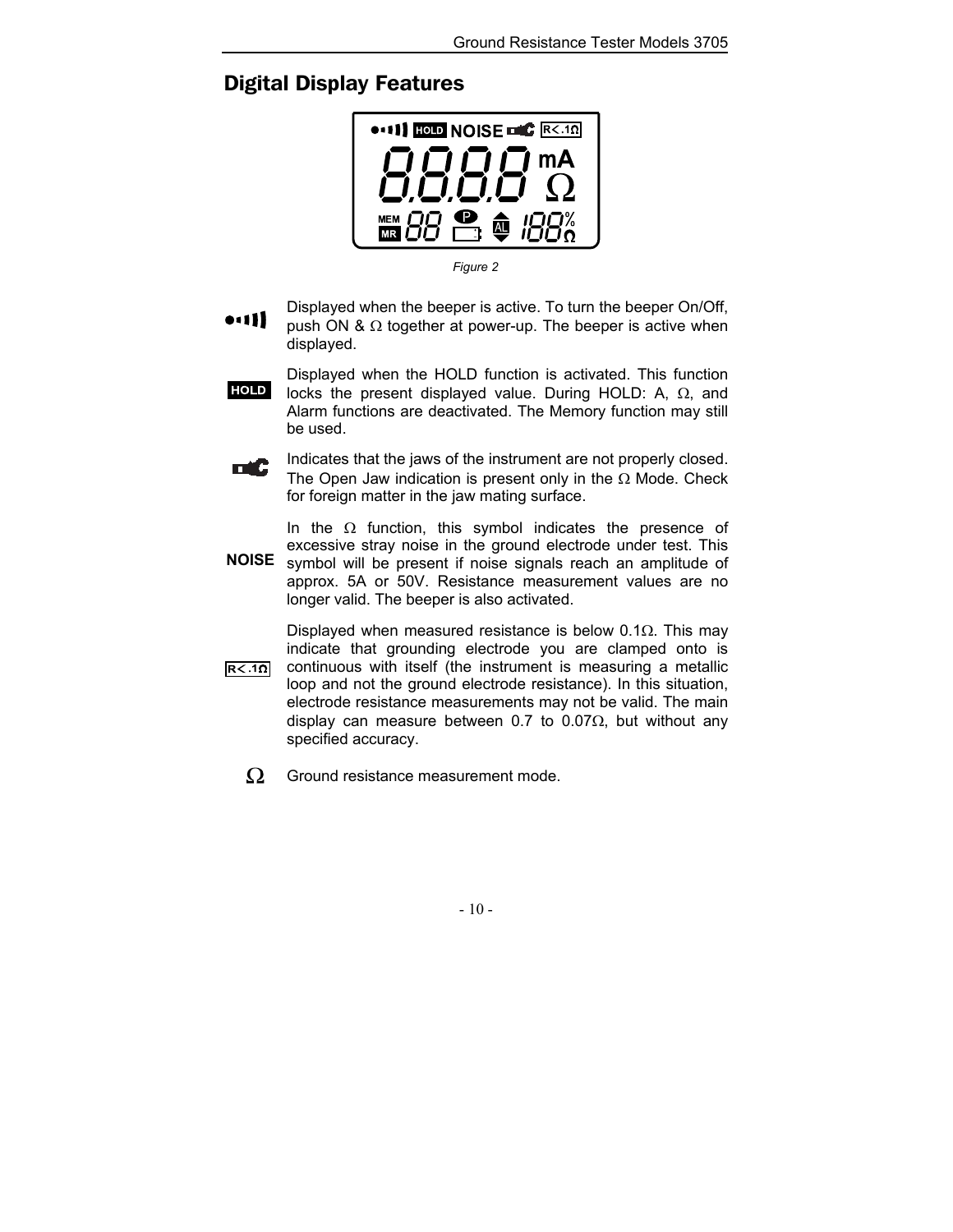## Digital Display Features

*Figure 2*

Displayed when the beeper is active. To turn the beeper On/Off, push ON & Ω together at power-up. The beeper is active when displayed.

**HOLD** Displayed when the HOLD function is activated. This function locks the present displayed value. During HOLD: A, Ω, and Alarm functions are deactivated. The Memory function may still be used.

Indicates that the jaws of the instrument are not properly closed. The Open Jaw indication is present only in the Ω Mode. Check for foreign matter in the jaw mating surface.

**NOISE** In the Ω function, this symbol indicates the presence of excessive stray noise in the ground electrode under test. This symbol will be present if noise signals reach an amplitude of approx. 5A or 50V. Resistance measurement values are no longer valid. The beeper is also activated.

**R<.1Ω** Displayed when measured resistance is below 0.1Ω. This may indicate that grounding electrode you are clamped onto is continuous with itself (the instrument is measuring a metallic loop and not the ground electrode resistance). In this situation, electrode resistance measurements may not be valid. The main display can measure between 0.7 to 0.07Ω, but without any specified accuracy.

**Ω** Ground resistance measurement mode.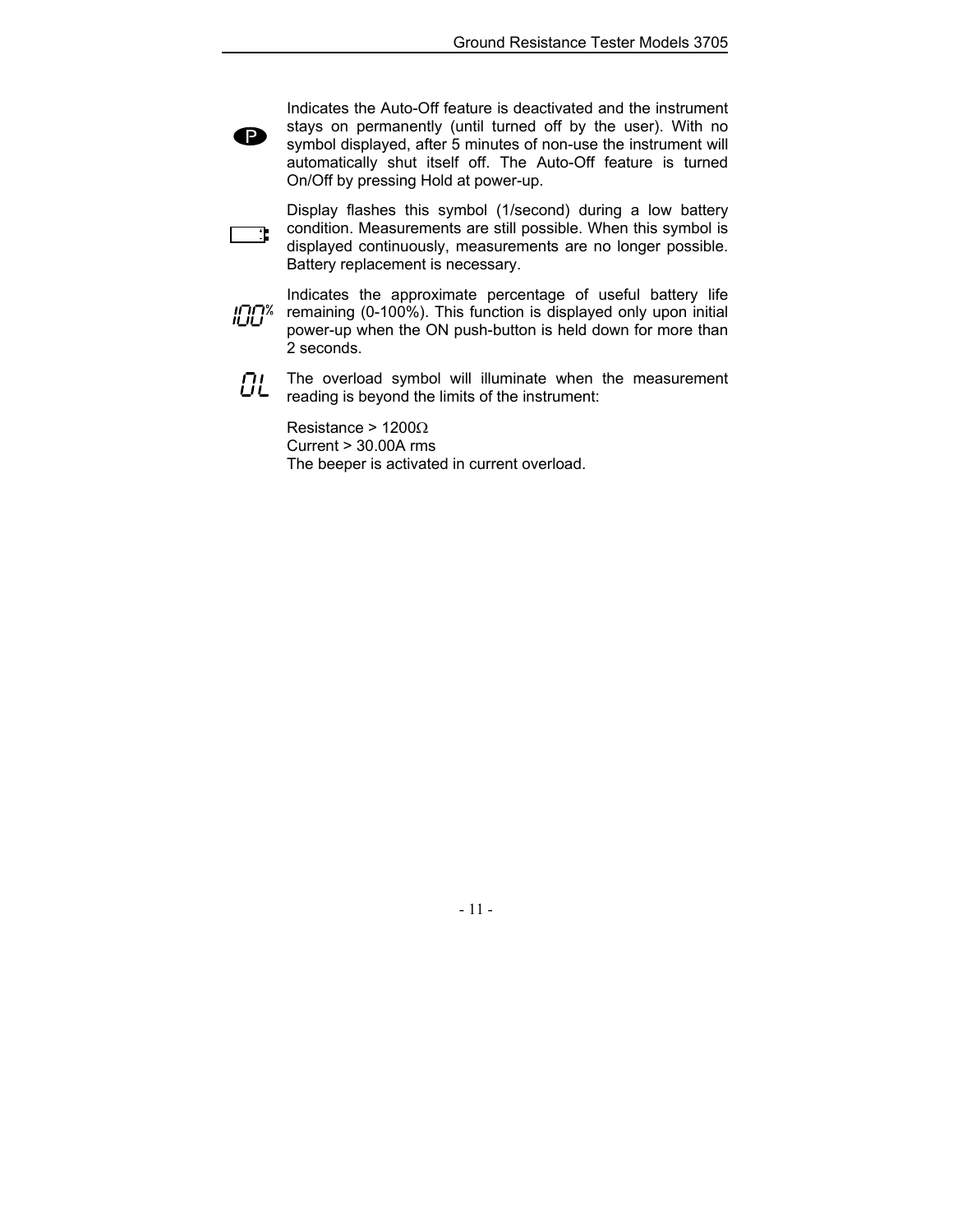P — Indicates the Auto-Off feature is deactivated and the instrument stays on permanently (until turned off by the user). With no symbol displayed, after 5 minutes of non-use the instrument will automatically shut itself off. The Auto-Off feature is turned On/Off by pressing Hold at power-up.

Display flashes this symbol (1/second) during a low battery condition. Measurements are still possible. When this symbol is displayed continuously, measurements are no longer possible. Battery replacement is necessary.

100% — Indicates the approximate percentage of useful battery life remaining (0-100%). This function is displayed only upon initial power-up when the ON push-button is held down for more than 2 seconds.

OL — The overload symbol will illuminate when the measurement reading is beyond the limits of the instrument:

Resistance > 1200Ω
Current > 30.00A rms
The beeper is activated in current overload.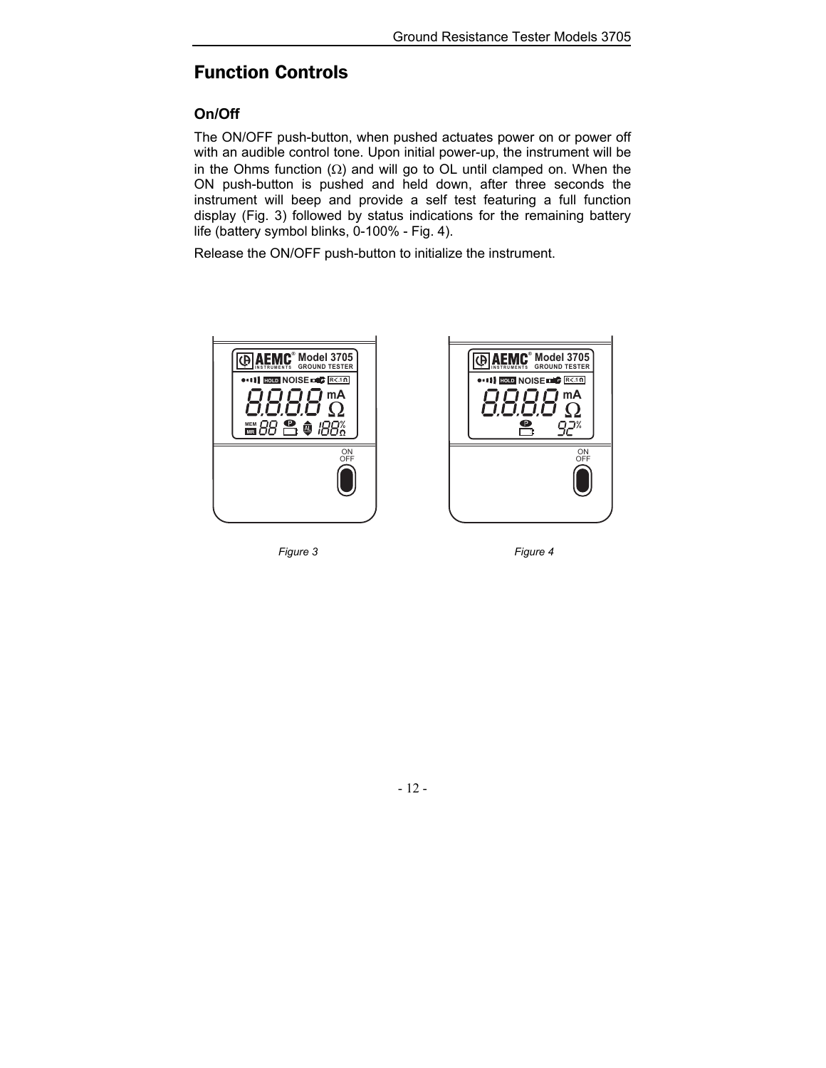## Function Controls

### On/Off

The ON/OFF push-button, when pushed actuates power on or power off with an audible control tone. Upon initial power-up, the instrument will be in the Ohms function (Ω) and will go to OL until clamped on. When the ON push-button is pushed and held down, after three seconds the instrument will beep and provide a self test featuring a full function display (Fig. 3) followed by status indications for the remaining battery life (battery symbol blinks, 0-100% - Fig. 4).

Release the ON/OFF push-button to initialize the instrument.

*Figure 3*

*Figure 4*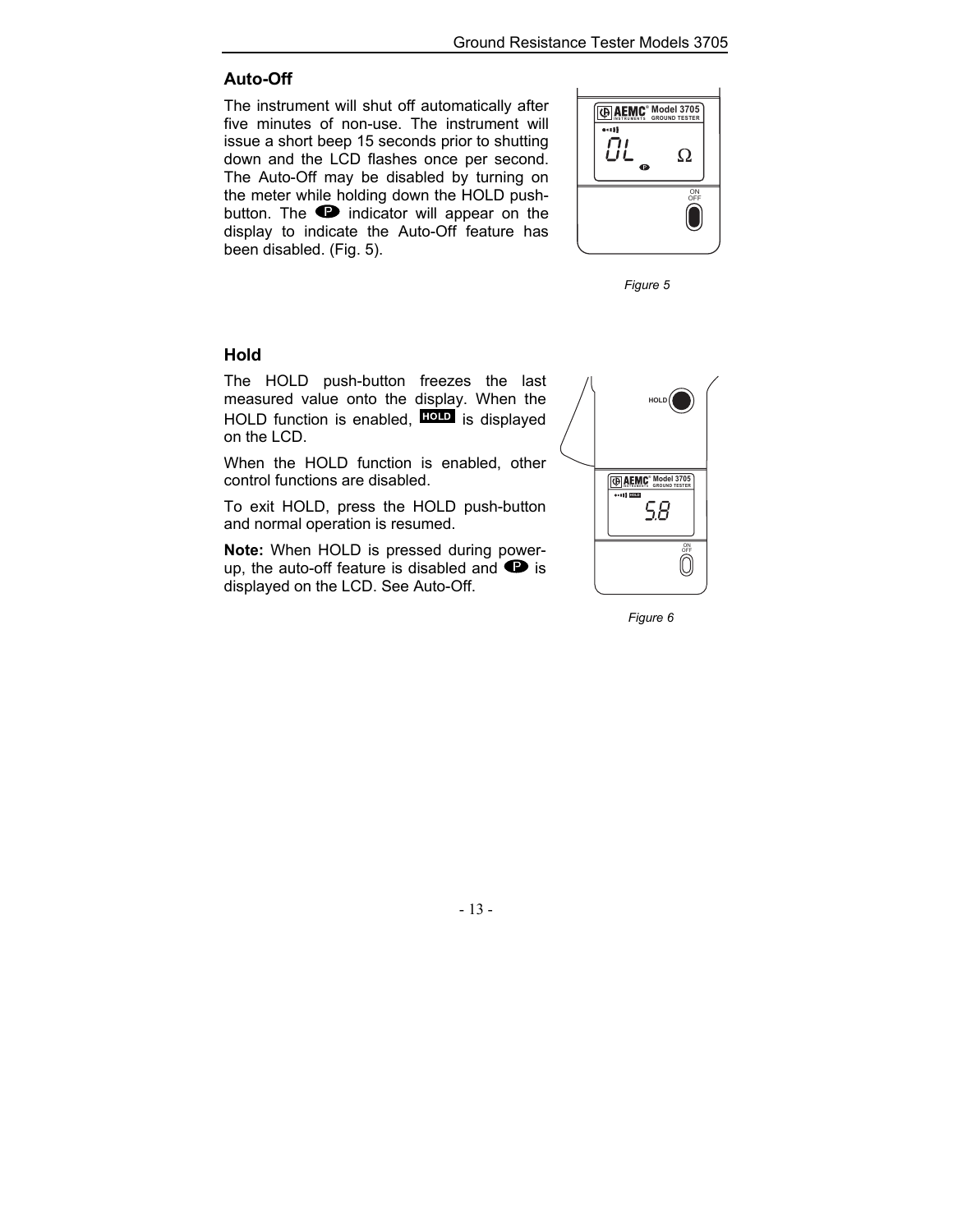## Auto-Off

The instrument will shut off automatically after five minutes of non-use. The instrument will issue a short beep 15 seconds prior to shutting down and the LCD flashes once per second. The Auto-Off may be disabled by turning on the meter while holding down the HOLD push-button. The P indicator will appear on the display to indicate the Auto-Off feature has been disabled. (Fig. 5).

*Figure 5*

## Hold

The HOLD push-button freezes the last measured value onto the display. When the HOLD function is enabled, HOLD is displayed on the LCD.

When the HOLD function is enabled, other control functions are disabled.

To exit HOLD, press the HOLD push-button and normal operation is resumed.

**Note:** When HOLD is pressed during power-up, the auto-off feature is disabled and P is displayed on the LCD. See Auto-Off.

*Figure 6*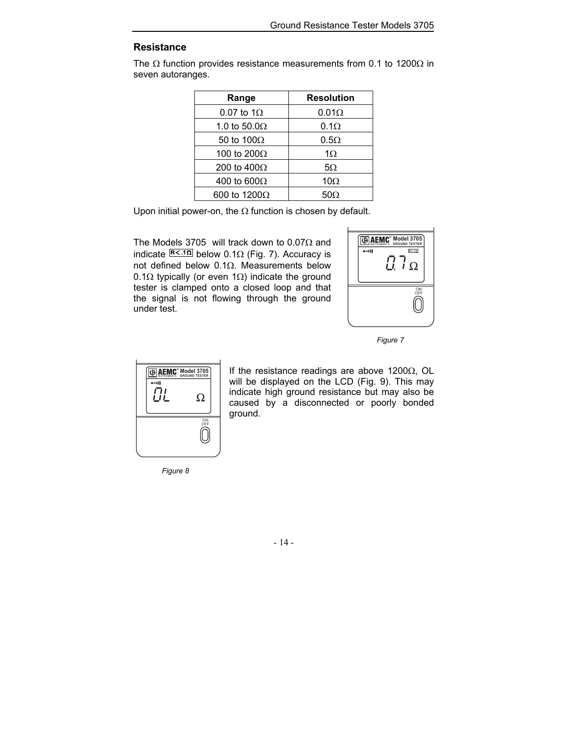## Resistance

The Ω function provides resistance measurements from 0.1 to 1200Ω in seven autoranges.

| Range | Resolution |
|---|---|
| 0.07 to 1Ω | 0.01Ω |
| 1.0 to 50.0Ω | 0.1Ω |
| 50 to 100Ω | 0.5Ω |
| 100 to 200Ω | 1Ω |
| 200 to 400Ω | 5Ω |
| 400 to 600Ω | 10Ω |
| 600 to 1200Ω | 50Ω |

Upon initial power-on, the Ω function is chosen by default.

The Models 3705 will track down to 0.07Ω and indicate R<.1Ω below 0.1Ω (Fig. 7). Accuracy is not defined below 0.1Ω. Measurements below 0.1Ω typically (or even 1Ω) indicate the ground tester is clamped onto a closed loop and that the signal is not flowing through the ground under test.

*Figure 7*

If the resistance readings are above 1200Ω, OL will be displayed on the LCD (Fig. 9). This may indicate high ground resistance but may also be caused by a disconnected or poorly bonded ground.

*Figure 8*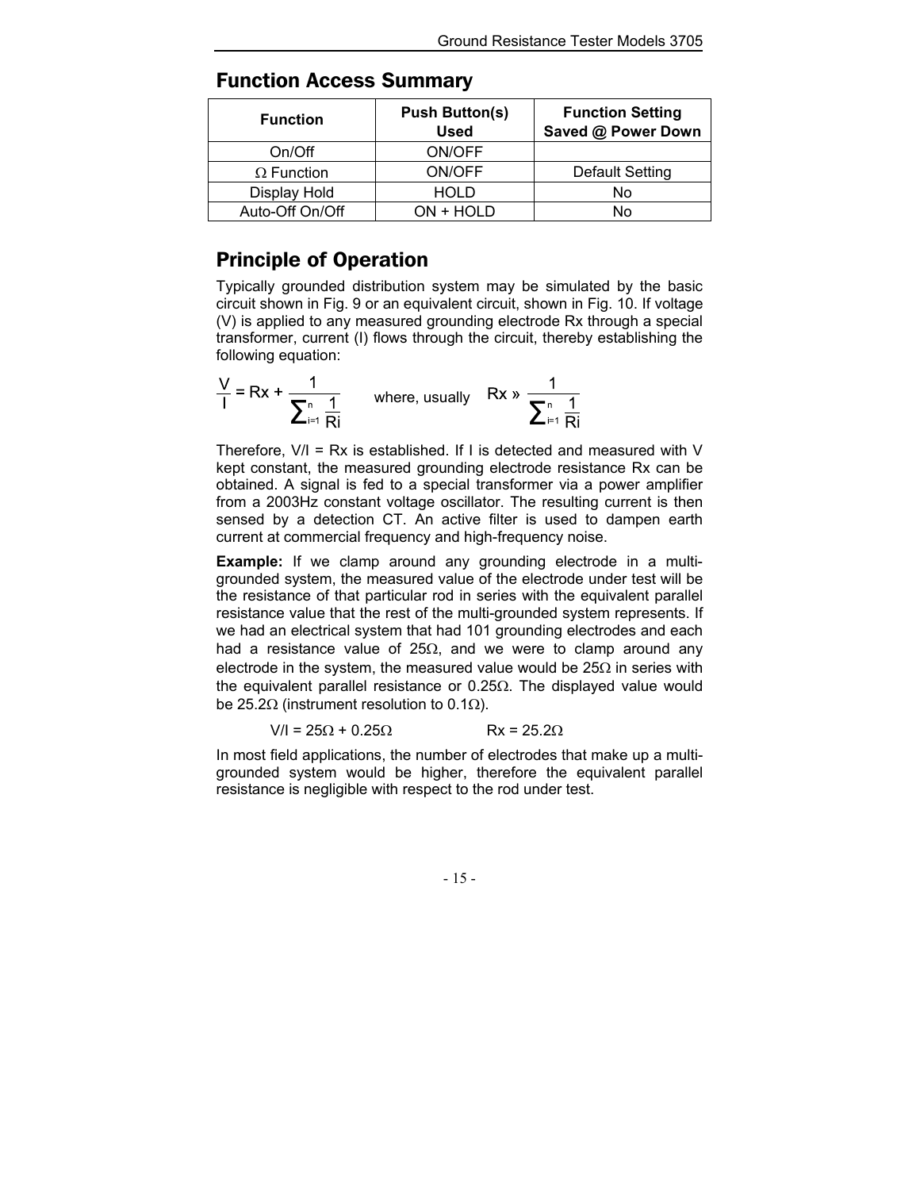## Function Access Summary

| Function | Push Button(s) Used | Function Setting Saved @ Power Down |
|---|---|---|
| On/Off | ON/OFF | |
| Ω Function | ON/OFF | Default Setting |
| Display Hold | HOLD | No |
| Auto-Off On/Off | ON + HOLD | No |

## Principle of Operation

Typically grounded distribution system may be simulated by the basic circuit shown in Fig. 9 or an equivalent circuit, shown in Fig. 10. If voltage (V) is applied to any measured grounding electrode Rx through a special transformer, current (I) flows through the circuit, thereby establishing the following equation:

$$\frac{V}{I} = Rx + \frac{1}{\sum_{i=1}^{n} \frac{1}{Ri}} \qquad \text{where, usually} \quad Rx \gg \frac{1}{\sum_{i=1}^{n} \frac{1}{Ri}}$$

Therefore, V/I = Rx is established. If I is detected and measured with V kept constant, the measured grounding electrode resistance Rx can be obtained. A signal is fed to a special transformer via a power amplifier from a 2003Hz constant voltage oscillator. The resulting current is then sensed by a detection CT. An active filter is used to dampen earth current at commercial frequency and high-frequency noise.

**Example:** If we clamp around any grounding electrode in a multi-grounded system, the measured value of the electrode under test will be the resistance of that particular rod in series with the equivalent parallel resistance value that the rest of the multi-grounded system represents. If we had an electrical system that had 101 grounding electrodes and each had a resistance value of 25Ω, and we were to clamp around any electrode in the system, the measured value would be 25Ω in series with the equivalent parallel resistance or 0.25Ω. The displayed value would be 25.2Ω (instrument resolution to 0.1Ω).

$$V/I = 25\Omega + 0.25\Omega \qquad\qquad Rx = 25.2\Omega$$

In most field applications, the number of electrodes that make up a multi-grounded system would be higher, therefore the equivalent parallel resistance is negligible with respect to the rod under test.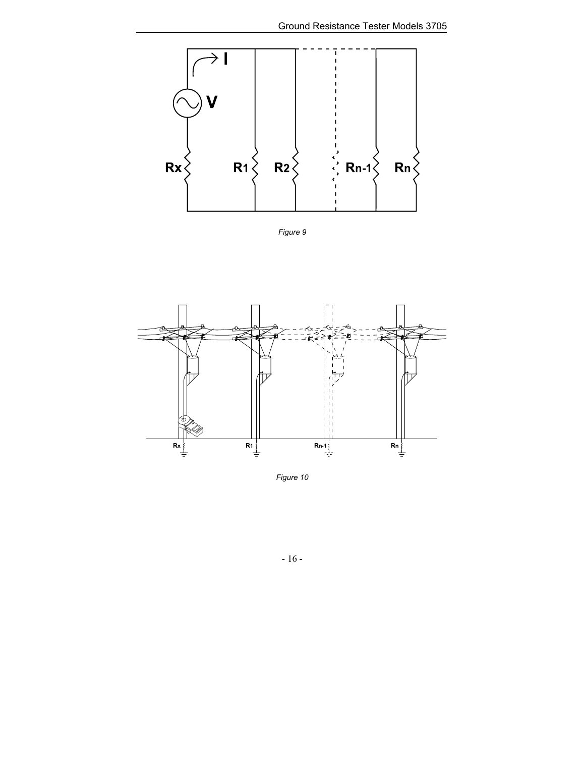Figure 9

Figure 10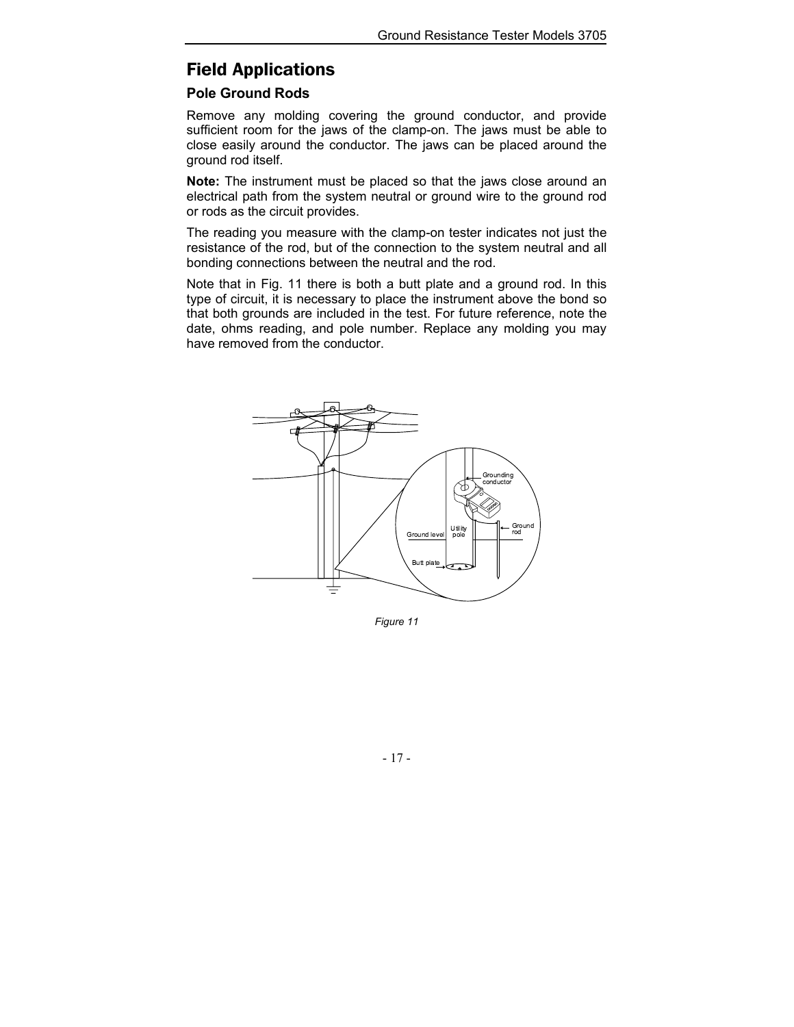# Field Applications

## Pole Ground Rods

Remove any molding covering the ground conductor, and provide sufficient room for the jaws of the clamp-on. The jaws must be able to close easily around the conductor. The jaws can be placed around the ground rod itself.

**Note:** The instrument must be placed so that the jaws close around an electrical path from the system neutral or ground wire to the ground rod or rods as the circuit provides.

The reading you measure with the clamp-on tester indicates not just the resistance of the rod, but of the connection to the system neutral and all bonding connections between the neutral and the rod.

Note that in Fig. 11 there is both a butt plate and a ground rod. In this type of circuit, it is necessary to place the instrument above the bond so that both grounds are included in the test. For future reference, note the date, ohms reading, and pole number. Replace any molding you may have removed from the conductor.

*Figure 11*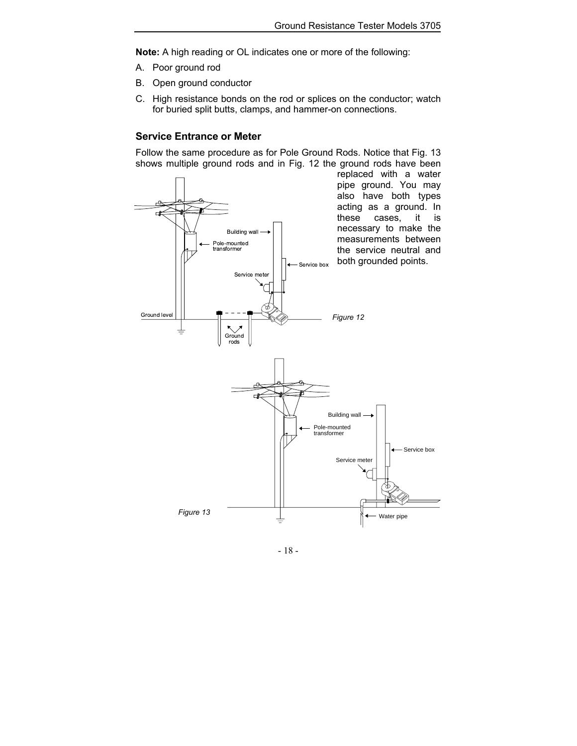**Note:** A high reading or OL indicates one or more of the following:

A. Poor ground rod
B. Open ground conductor
C. High resistance bonds on the rod or splices on the conductor; watch for buried split butts, clamps, and hammer-on connections.

### Service Entrance or Meter

Follow the same procedure as for Pole Ground Rods. Notice that Fig. 13 shows multiple ground rods and in Fig. 12 the ground rods have been replaced with a water pipe ground. You may also have both types acting as a ground. In these cases, it is necessary to make the measurements between the service neutral and both grounded points.

*Figure 12*

*Figure 13*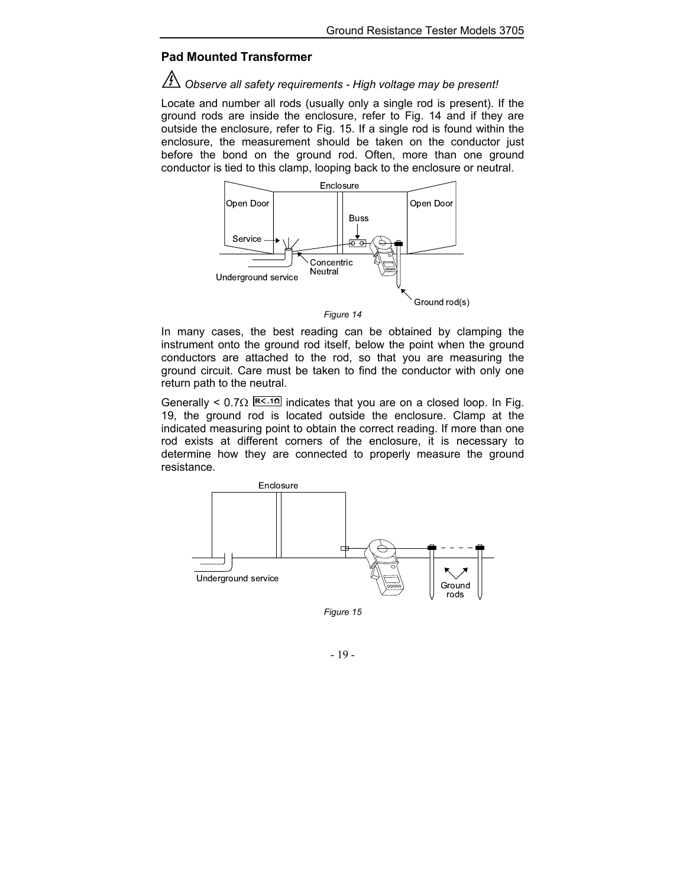## Pad Mounted Transformer

*Observe all safety requirements - High voltage may be present!*

Locate and number all rods (usually only a single rod is present). If the ground rods are inside the enclosure, refer to Fig. 14 and if they are outside the enclosure, refer to Fig. 15. If a single rod is found within the enclosure, the measurement should be taken on the conductor just before the bond on the ground rod. Often, more than one ground conductor is tied to this clamp, looping back to the enclosure or neutral.

*Figure 14*

In many cases, the best reading can be obtained by clamping the instrument onto the ground rod itself, below the point when the ground conductors are attached to the rod, so that you are measuring the ground circuit. Care must be taken to find the conductor with only one return path to the neutral.

Generally < 0.7Ω R<.1Ω indicates that you are on a closed loop. In Fig. 19, the ground rod is located outside the enclosure. Clamp at the indicated measuring point to obtain the correct reading. If more than one rod exists at different corners of the enclosure, it is necessary to determine how they are connected to properly measure the ground resistance.

*Figure 15*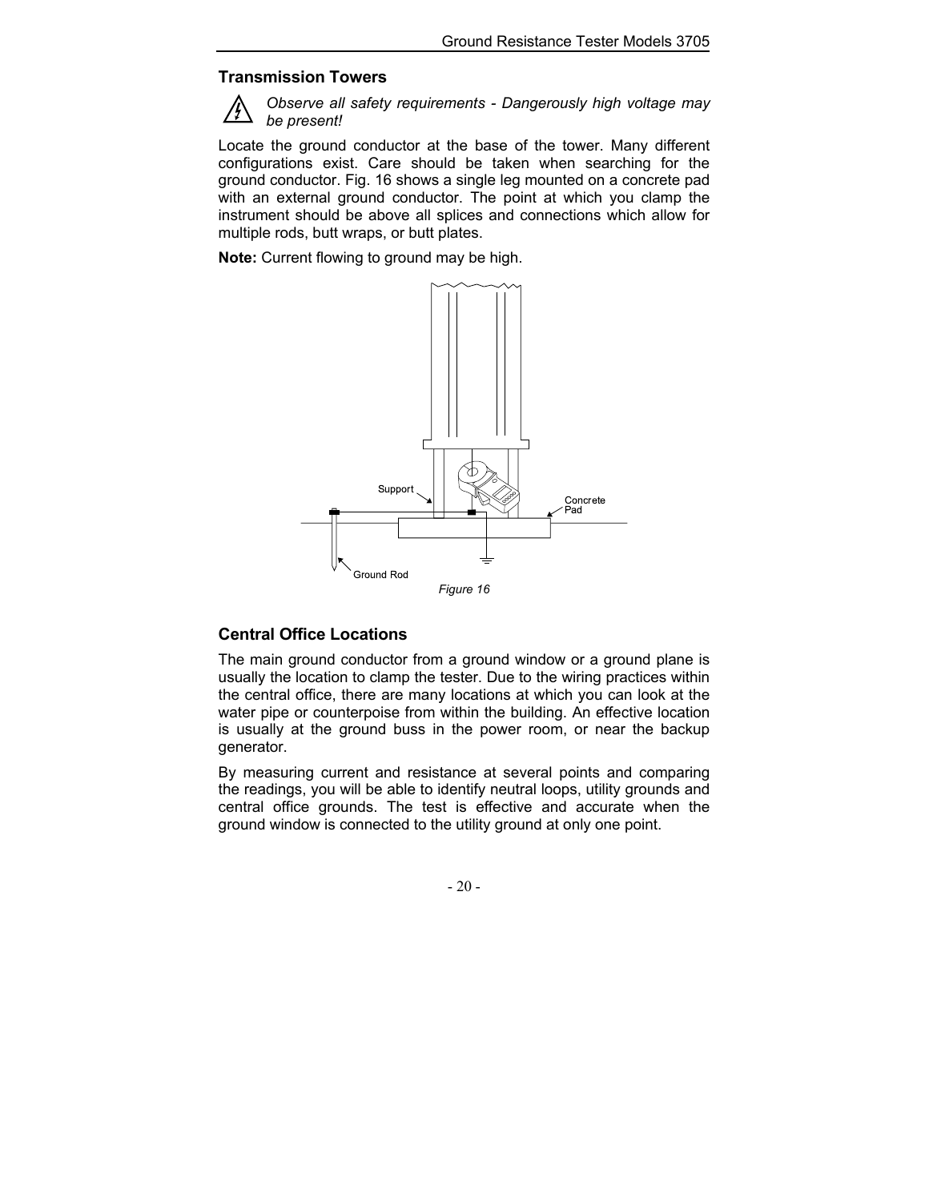## Transmission Towers

*Observe all safety requirements - Dangerously high voltage may be present!*

Locate the ground conductor at the base of the tower. Many different configurations exist. Care should be taken when searching for the ground conductor. Fig. 16 shows a single leg mounted on a concrete pad with an external ground conductor. The point at which you clamp the instrument should be above all splices and connections which allow for multiple rods, butt wraps, or butt plates.

**Note:** Current flowing to ground may be high.

*Figure 16*

## Central Office Locations

The main ground conductor from a ground window or a ground plane is usually the location to clamp the tester. Due to the wiring practices within the central office, there are many locations at which you can look at the water pipe or counterpoise from within the building. An effective location is usually at the ground buss in the power room, or near the backup generator.

By measuring current and resistance at several points and comparing the readings, you will be able to identify neutral loops, utility grounds and central office grounds. The test is effective and accurate when the ground window is connected to the utility ground at only one point.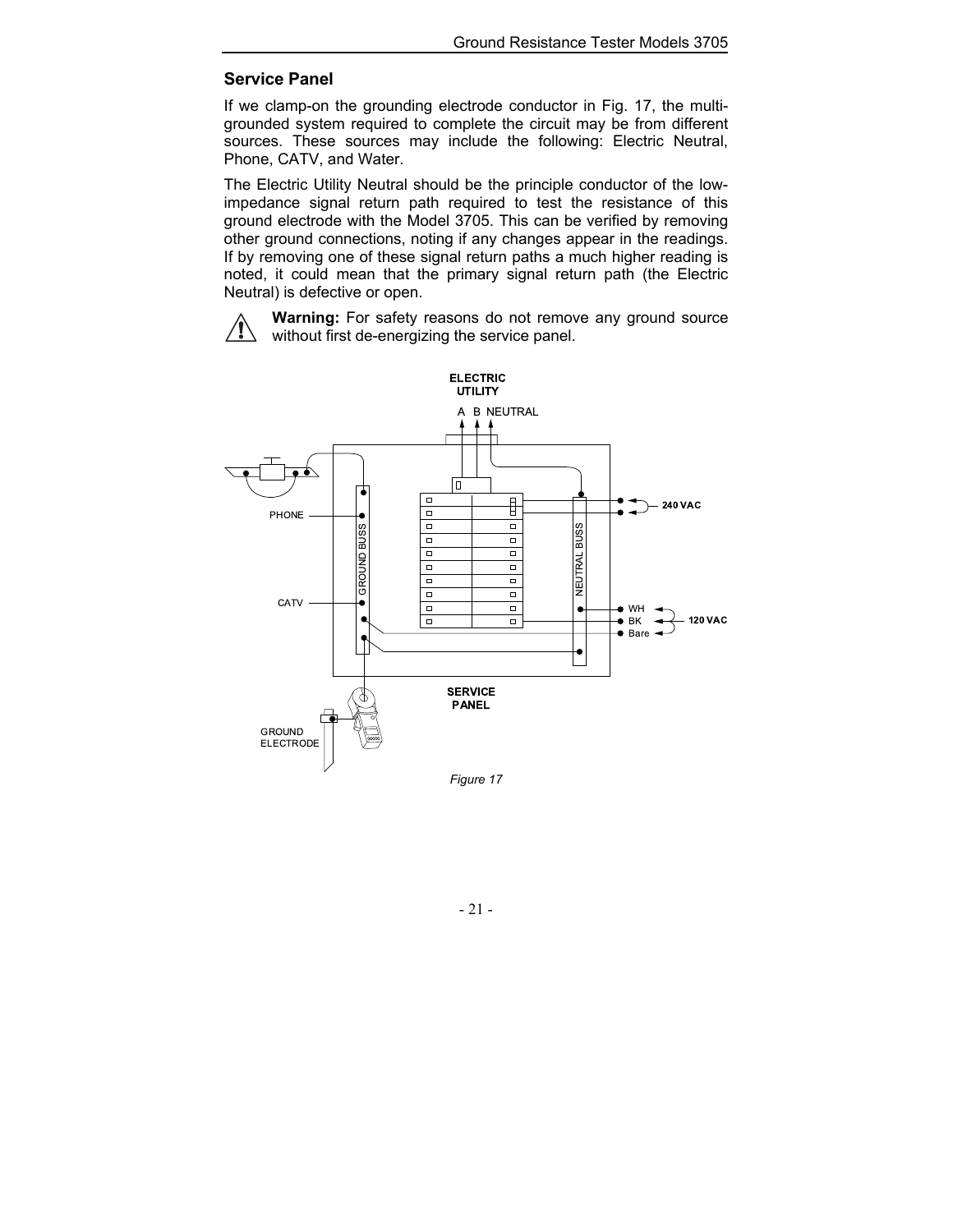## Service Panel

If we clamp-on the grounding electrode conductor in Fig. 17, the multi-grounded system required to complete the circuit may be from different sources. These sources may include the following: Electric Neutral, Phone, CATV, and Water.

The Electric Utility Neutral should be the principle conductor of the low-impedance signal return path required to test the resistance of this ground electrode with the Model 3705. This can be verified by removing other ground connections, noting if any changes appear in the readings. If by removing one of these signal return paths a much higher reading is noted, it could mean that the primary signal return path (the Electric Neutral) is defective or open.

**Warning:** For safety reasons do not remove any ground source without first de-energizing the service panel.

*Figure 17*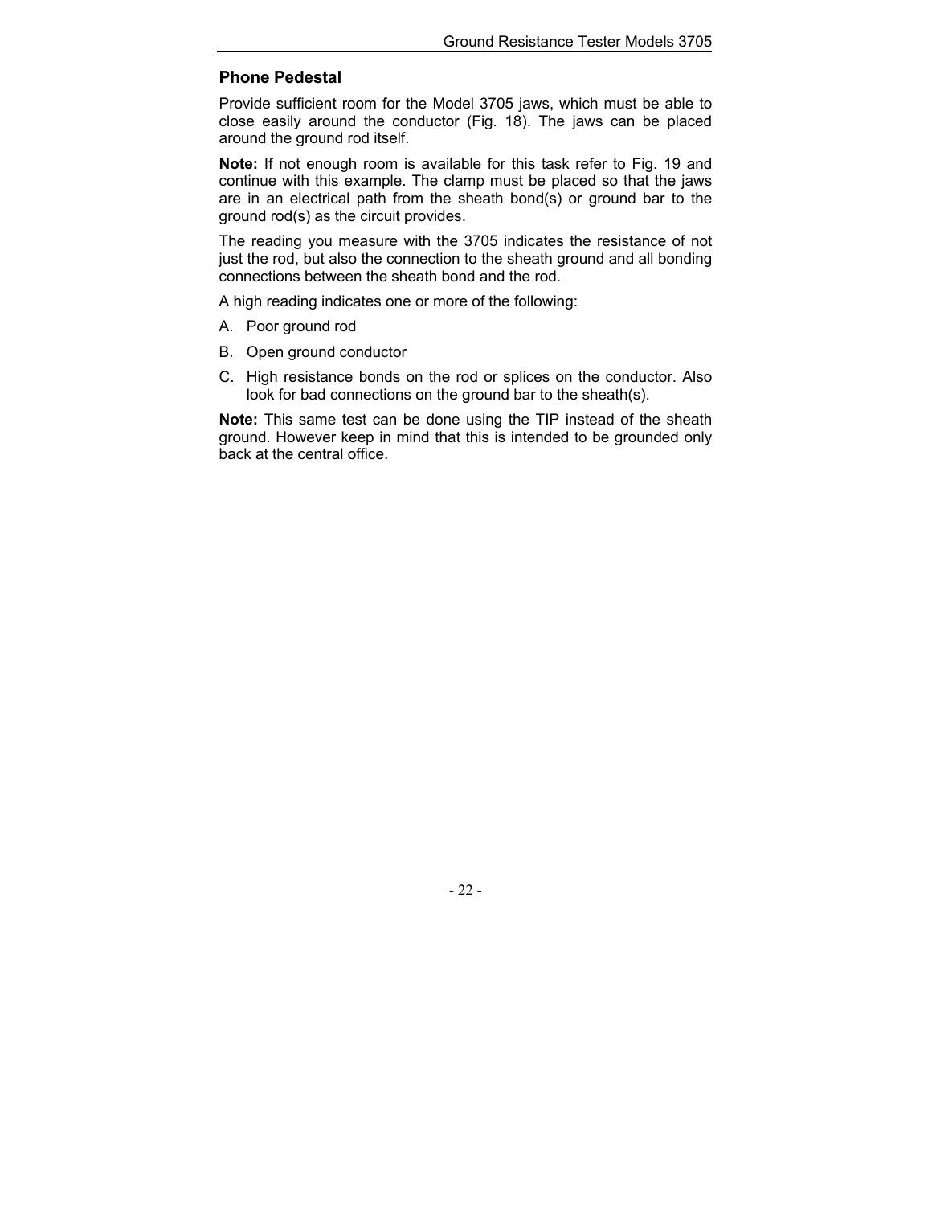## Phone Pedestal

Provide sufficient room for the Model 3705 jaws, which must be able to close easily around the conductor (Fig. 18). The jaws can be placed around the ground rod itself.

**Note:** If not enough room is available for this task refer to Fig. 19 and continue with this example. The clamp must be placed so that the jaws are in an electrical path from the sheath bond(s) or ground bar to the ground rod(s) as the circuit provides.

The reading you measure with the 3705 indicates the resistance of not just the rod, but also the connection to the sheath ground and all bonding connections between the sheath bond and the rod.

A high reading indicates one or more of the following:

A. Poor ground rod

B. Open ground conductor

C. High resistance bonds on the rod or splices on the conductor. Also look for bad connections on the ground bar to the sheath(s).

**Note:** This same test can be done using the TIP instead of the sheath ground. However keep in mind that this is intended to be grounded only back at the central office.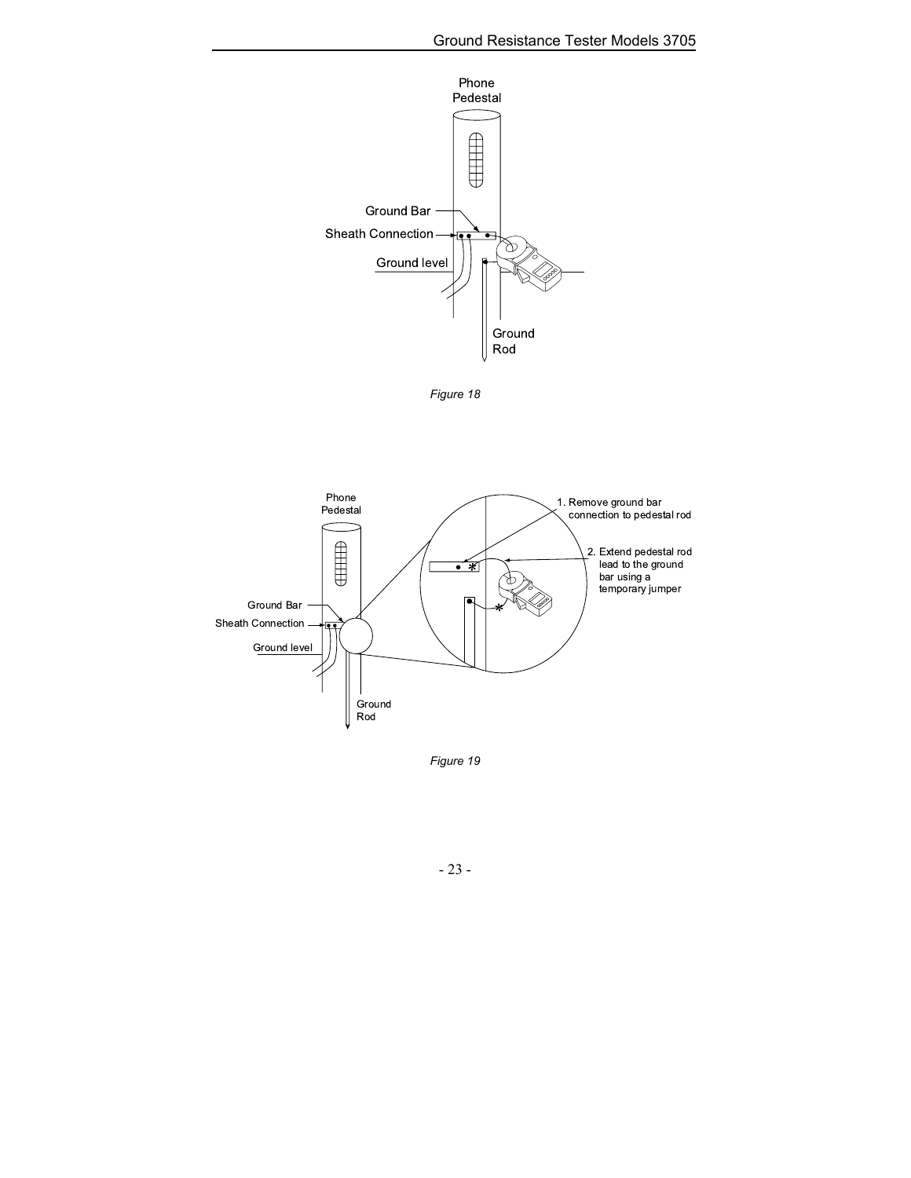Figure 18

Figure 19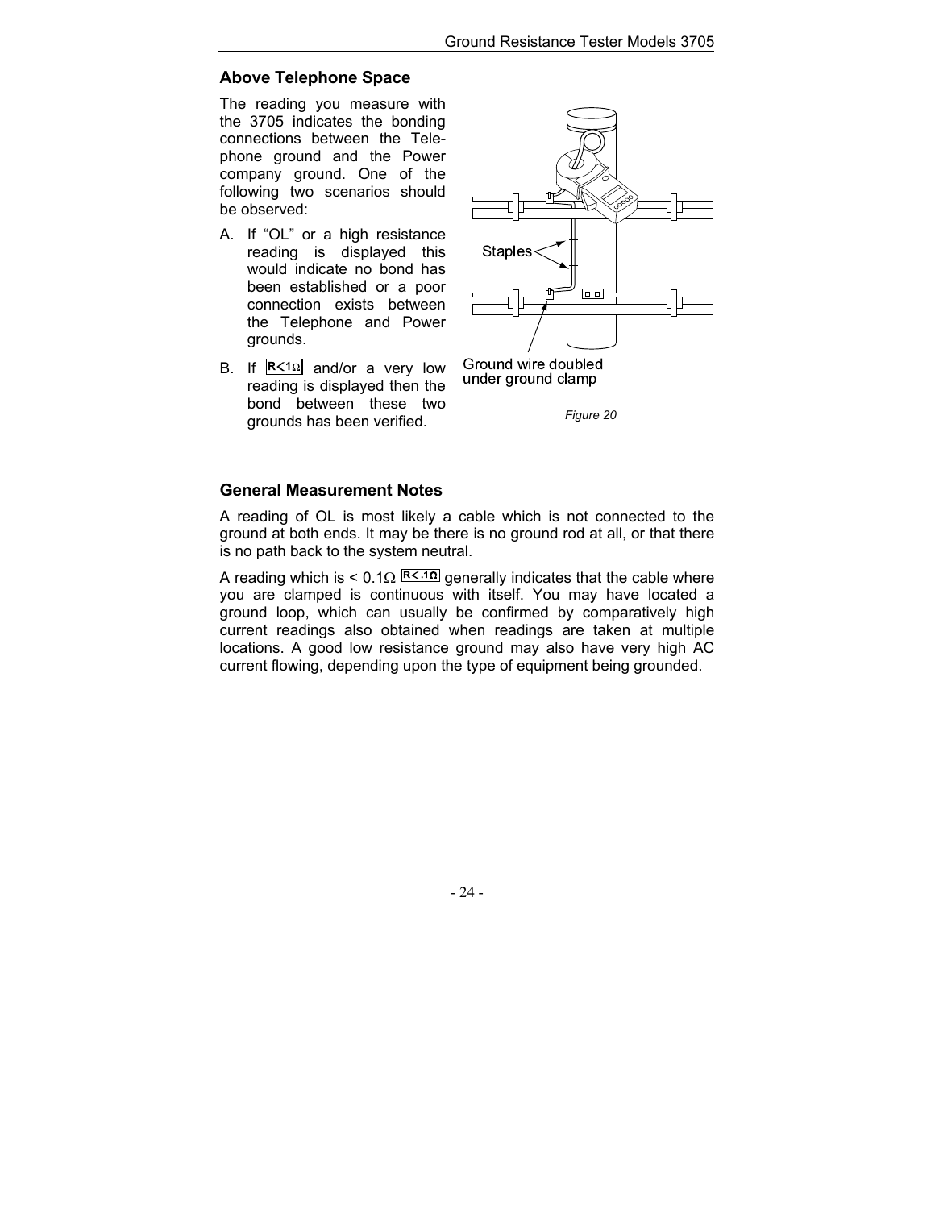## Above Telephone Space

The reading you measure with the 3705 indicates the bonding connections between the Telephone ground and the Power company ground. One of the following two scenarios should be observed:

A. If “OL” or a high resistance reading is displayed this would indicate no bond has been established or a poor connection exists between the Telephone and Power grounds.

B. If R<1Ω and/or a very low reading is displayed then the bond between these two grounds has been verified.

Staples

Ground wire doubled under ground clamp

*Figure 20*

## General Measurement Notes

A reading of OL is most likely a cable which is not connected to the ground at both ends. It may be there is no ground rod at all, or that there is no path back to the system neutral.

A reading which is < 0.1Ω R<.1Ω generally indicates that the cable where you are clamped is continuous with itself. You may have located a ground loop, which can usually be confirmed by comparatively high current readings also obtained when readings are taken at multiple locations. A good low resistance ground may also have very high AC current flowing, depending upon the type of equipment being grounded.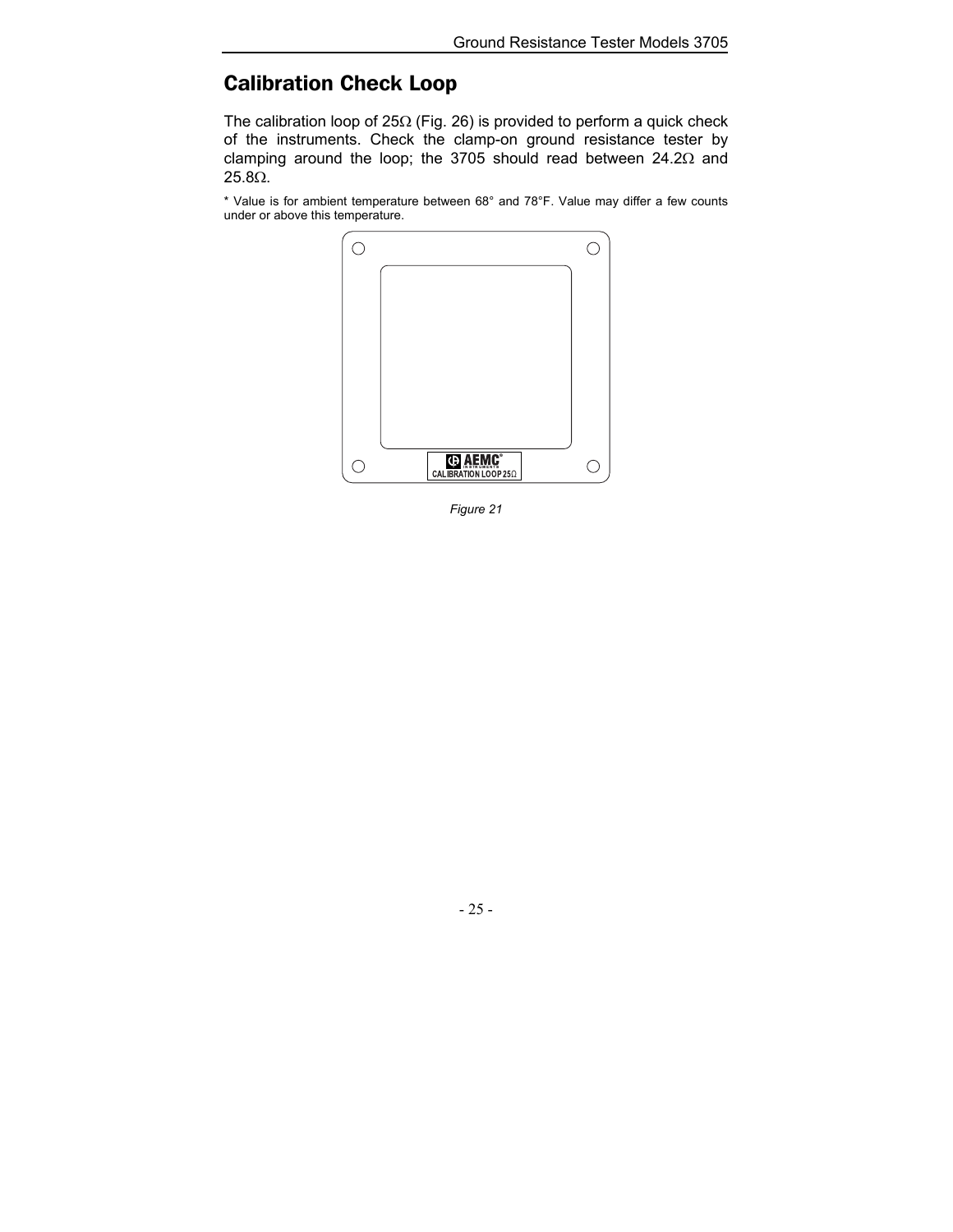## Calibration Check Loop

The calibration loop of 25Ω (Fig. 26) is provided to perform a quick check of the instruments. Check the clamp-on ground resistance tester by clamping around the loop; the 3705 should read between 24.2Ω and 25.8Ω.

* Value is for ambient temperature between 68° and 78°F. Value may differ a few counts under or above this temperature.

AEMC INSTRUMENTS
CALIBRATION LOOP 25Ω

*Figure 21*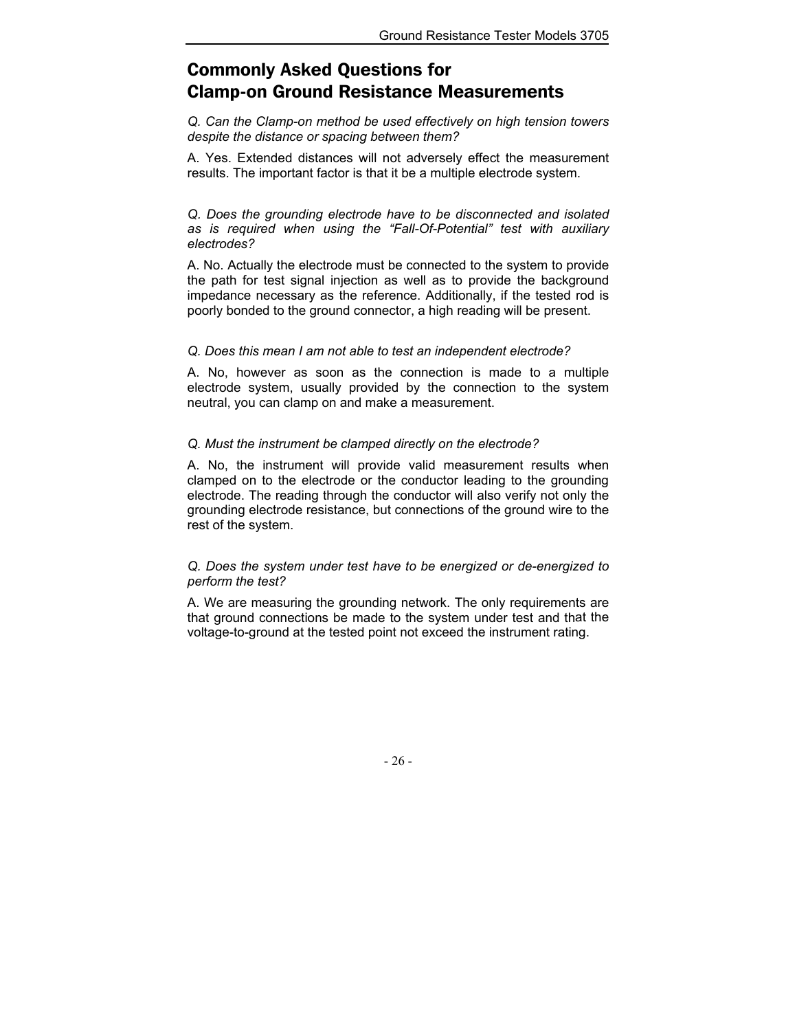## Commonly Asked Questions for Clamp-on Ground Resistance Measurements

*Q. Can the Clamp-on method be used effectively on high tension towers despite the distance or spacing between them?*

A. Yes. Extended distances will not adversely effect the measurement results. The important factor is that it be a multiple electrode system.

*Q. Does the grounding electrode have to be disconnected and isolated as is required when using the "Fall-Of-Potential" test with auxiliary electrodes?*

A. No. Actually the electrode must be connected to the system to provide the path for test signal injection as well as to provide the background impedance necessary as the reference. Additionally, if the tested rod is poorly bonded to the ground connector, a high reading will be present.

*Q. Does this mean I am not able to test an independent electrode?*

A. No, however as soon as the connection is made to a multiple electrode system, usually provided by the connection to the system neutral, you can clamp on and make a measurement.

*Q. Must the instrument be clamped directly on the electrode?*

A. No, the instrument will provide valid measurement results when clamped on to the electrode or the conductor leading to the grounding electrode. The reading through the conductor will also verify not only the grounding electrode resistance, but connections of the ground wire to the rest of the system.

*Q. Does the system under test have to be energized or de-energized to perform the test?*

A. We are measuring the grounding network. The only requirements are that ground connections be made to the system under test and that the voltage-to-ground at the tested point not exceed the instrument rating.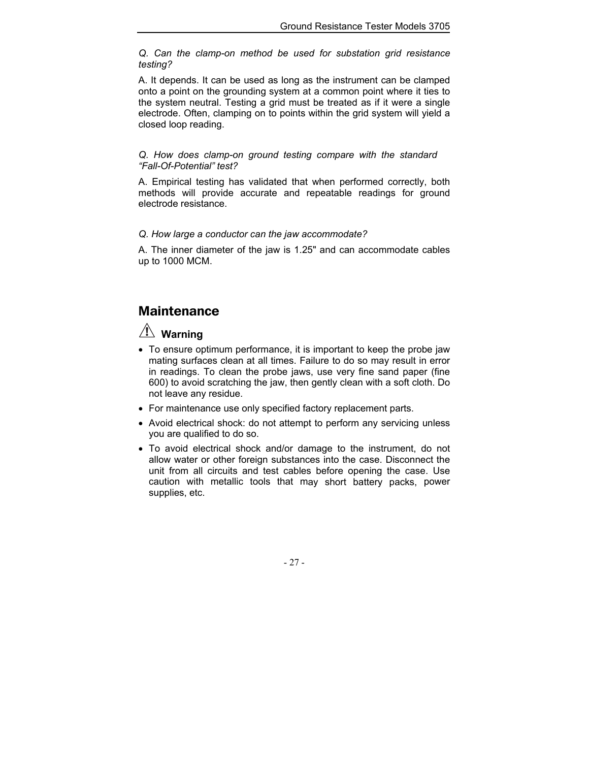*Q. Can the clamp-on method be used for substation grid resistance testing?*

A. It depends. It can be used as long as the instrument can be clamped onto a point on the grounding system at a common point where it ties to the system neutral. Testing a grid must be treated as if it were a single electrode. Often, clamping on to points within the grid system will yield a closed loop reading.

*Q. How does clamp-on ground testing compare with the standard "Fall-Of-Potential" test?*

A. Empirical testing has validated that when performed correctly, both methods will provide accurate and repeatable readings for ground electrode resistance.

*Q. How large a conductor can the jaw accommodate?*

A. The inner diameter of the jaw is 1.25" and can accommodate cables up to 1000 MCM.

## Maintenance

### ⚠ Warning

- To ensure optimum performance, it is important to keep the probe jaw mating surfaces clean at all times. Failure to do so may result in error in readings. To clean the probe jaws, use very fine sand paper (fine 600) to avoid scratching the jaw, then gently clean with a soft cloth. Do not leave any residue.
- For maintenance use only specified factory replacement parts.
- Avoid electrical shock: do not attempt to perform any servicing unless you are qualified to do so.
- To avoid electrical shock and/or damage to the instrument, do not allow water or other foreign substances into the case. Disconnect the unit from all circuits and test cables before opening the case. Use caution with metallic tools that may short battery packs, power supplies, etc.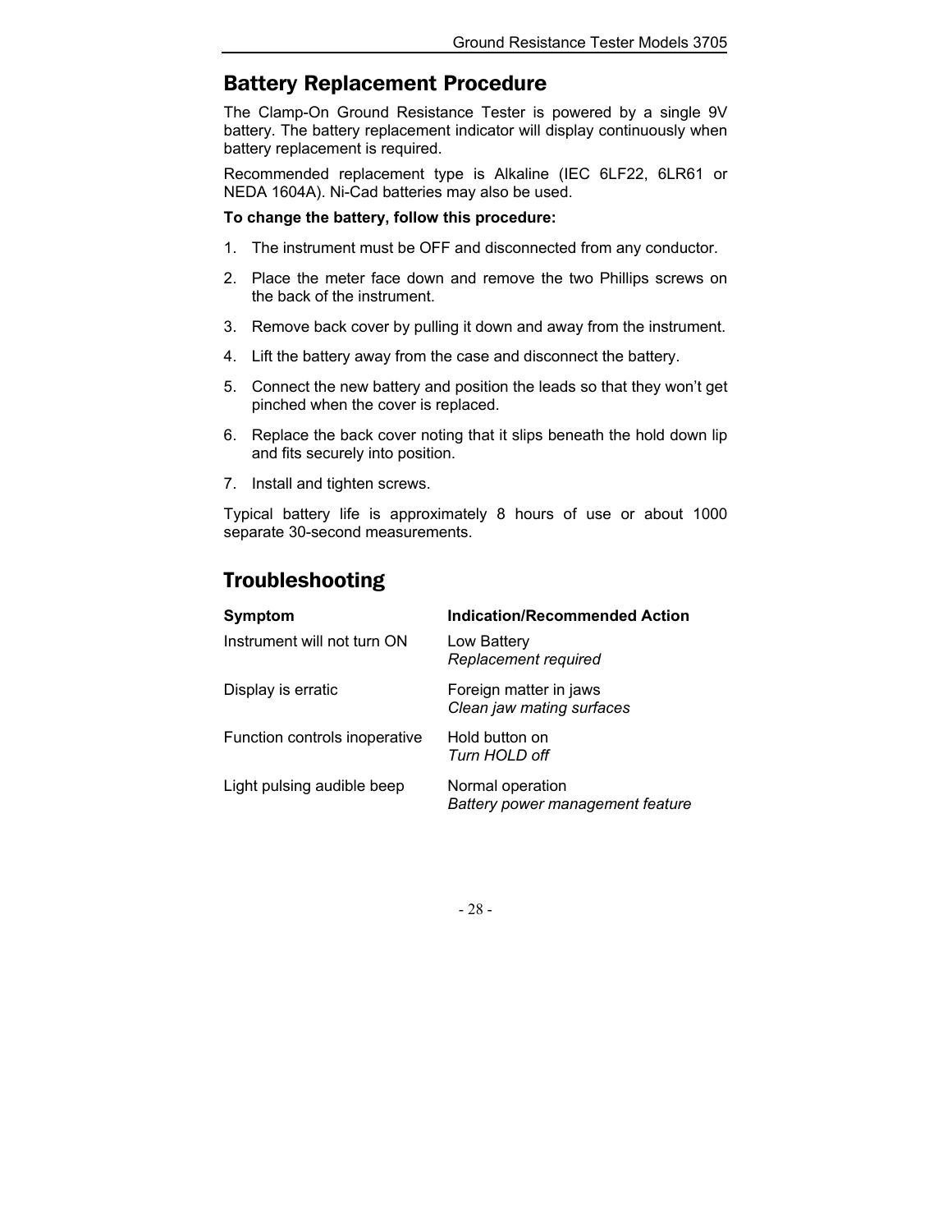## Battery Replacement Procedure

The Clamp-On Ground Resistance Tester is powered by a single 9V battery. The battery replacement indicator will display continuously when battery replacement is required.

Recommended replacement type is Alkaline (IEC 6LF22, 6LR61 or NEDA 1604A). Ni-Cad batteries may also be used.

**To change the battery, follow this procedure:**

1. The instrument must be OFF and disconnected from any conductor.
2. Place the meter face down and remove the two Phillips screws on the back of the instrument.
3. Remove back cover by pulling it down and away from the instrument.
4. Lift the battery away from the case and disconnect the battery.
5. Connect the new battery and position the leads so that they won't get pinched when the cover is replaced.
6. Replace the back cover noting that it slips beneath the hold down lip and fits securely into position.
7. Install and tighten screws.

Typical battery life is approximately 8 hours of use or about 1000 separate 30-second measurements.

## Troubleshooting

| **Symptom** | **Indication/Recommended Action** |
|---|---|
| Instrument will not turn ON | Low Battery<br>*Replacement required* |
| Display is erratic | Foreign matter in jaws<br>*Clean jaw mating surfaces* |
| Function controls inoperative | Hold button on<br>*Turn HOLD off* |
| Light pulsing audible beep | Normal operation<br>*Battery power management feature* |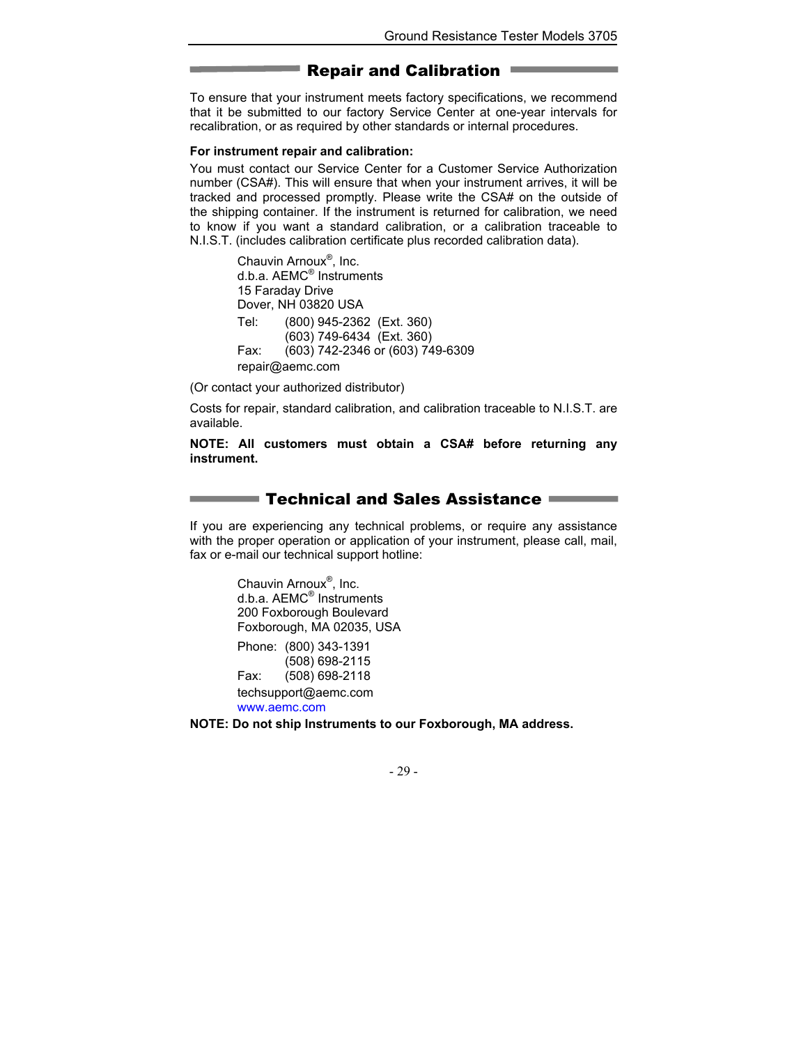## Repair and Calibration

To ensure that your instrument meets factory specifications, we recommend that it be submitted to our factory Service Center at one-year intervals for recalibration, or as required by other standards or internal procedures.

**For instrument repair and calibration:**

You must contact our Service Center for a Customer Service Authorization number (CSA#). This will ensure that when your instrument arrives, it will be tracked and processed promptly. Please write the CSA# on the outside of the shipping container. If the instrument is returned for calibration, we need to know if you want a standard calibration, or a calibration traceable to N.I.S.T. (includes calibration certificate plus recorded calibration data).

Chauvin Arnoux®, Inc.
d.b.a. AEMC® Instruments
15 Faraday Drive
Dover, NH 03820 USA

Tel: (800) 945-2362 (Ext. 360)
(603) 749-6434 (Ext. 360)
Fax: (603) 742-2346 or (603) 749-6309
repair@aemc.com

(Or contact your authorized distributor)

Costs for repair, standard calibration, and calibration traceable to N.I.S.T. are available.

**NOTE: All customers must obtain a CSA# before returning any instrument.**

## Technical and Sales Assistance

If you are experiencing any technical problems, or require any assistance with the proper operation or application of your instrument, please call, mail, fax or e-mail our technical support hotline:

Chauvin Arnoux®, Inc.
d.b.a. AEMC® Instruments
200 Foxborough Boulevard
Foxborough, MA 02035, USA

Phone: (800) 343-1391
(508) 698-2115
Fax: (508) 698-2118
techsupport@aemc.com
www.aemc.com

**NOTE: Do not ship Instruments to our Foxborough, MA address.**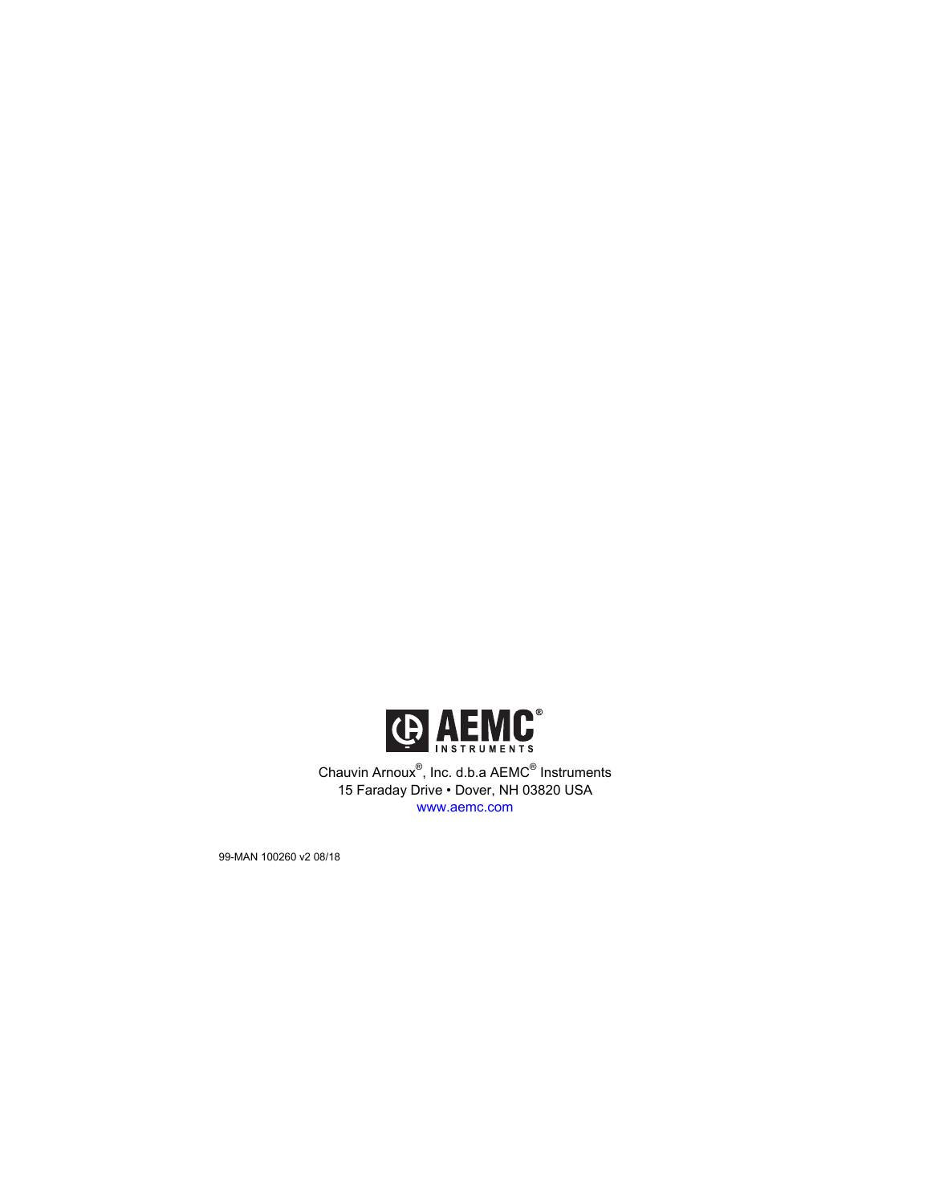AEMC® INSTRUMENTS

Chauvin Arnoux®, Inc. d.b.a AEMC® Instruments
15 Faraday Drive • Dover, NH 03820 USA
www.aemc.com

99-MAN 100260 v2 08/18